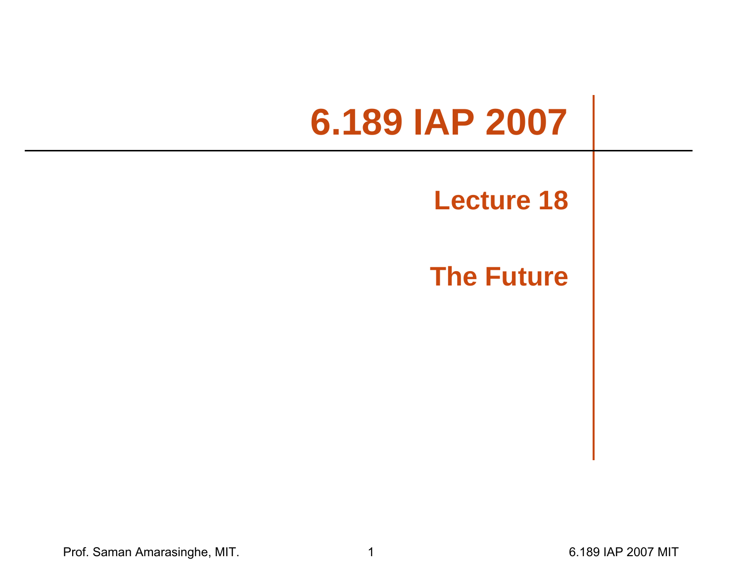# 6.189 IAP 2007

## Lecture 18

## The Future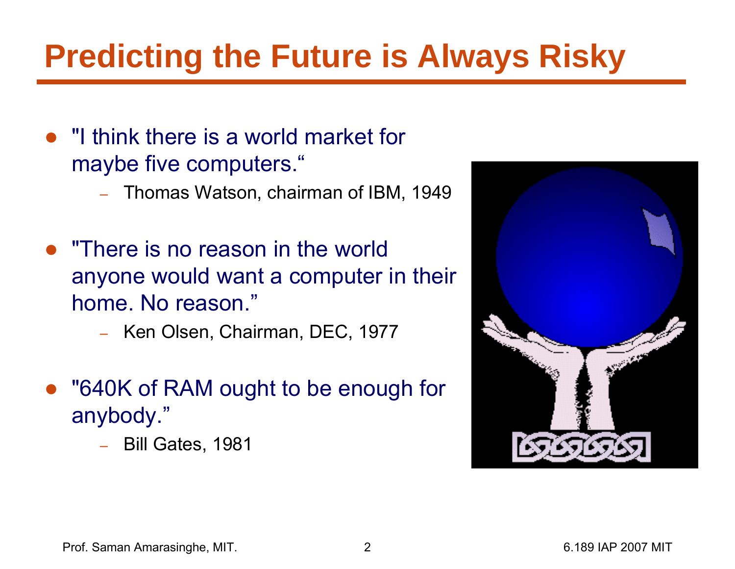# Predicting the Future is Always Risky

- "I think there is a world market for maybe five computers."
  - Thomas Watson, chairman of IBM, 1949
- "There is no reason in the world anyone would want a computer in their home. No reason."
  - Ken Olsen, Chairman, DEC, 1977
- "640K of RAM ought to be enough for anybody."
  - Bill Gates, 1981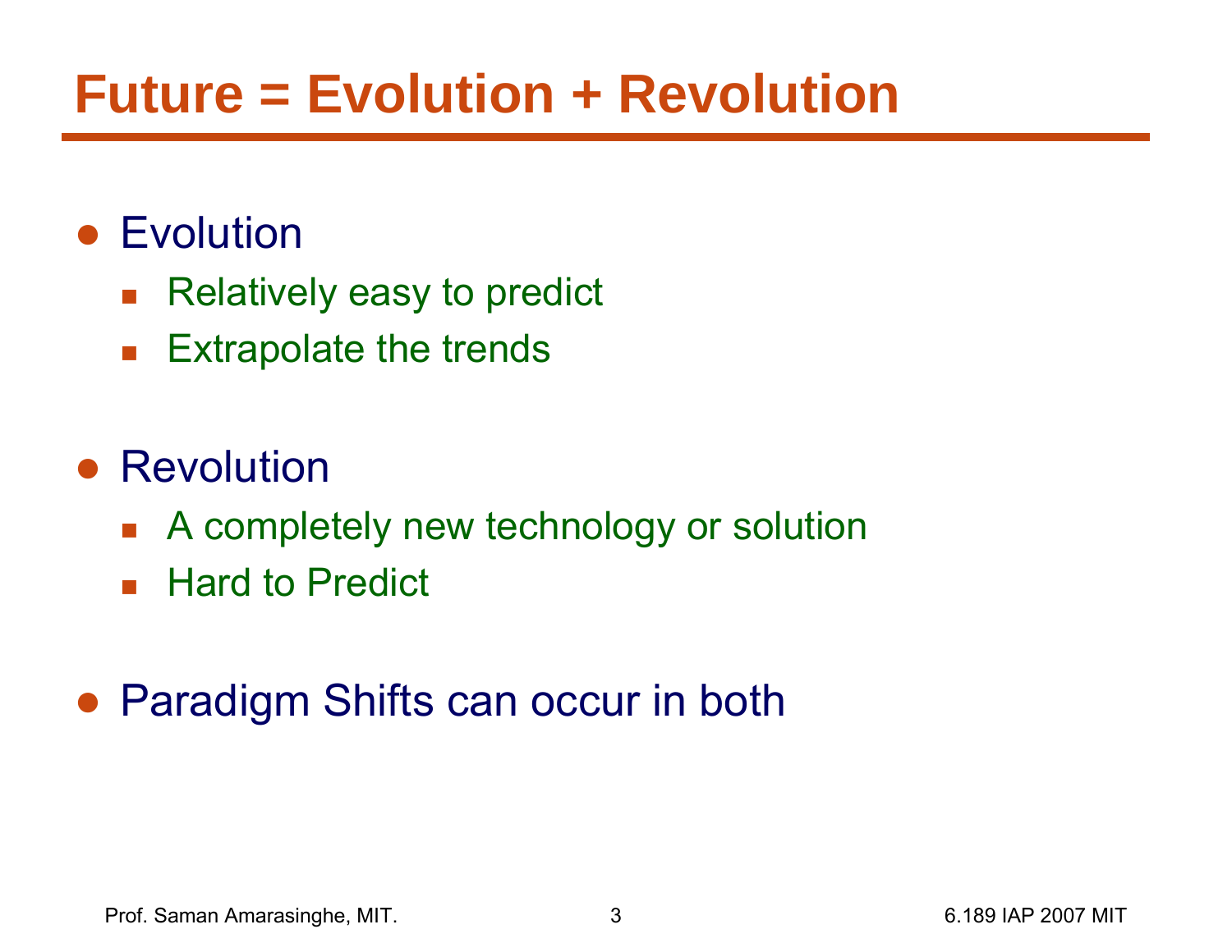# Future = Evolution + Revolution

- Evolution
  - Relatively easy to predict
  - Extrapolate the trends

- Revolution
  - A completely new technology or solution
  - Hard to Predict

- Paradigm Shifts can occur in both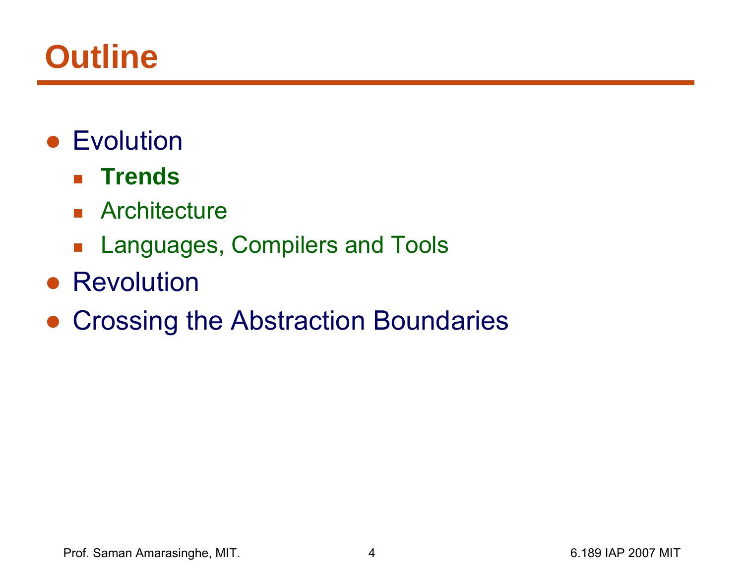# Outline

- Evolution
  - **Trends**
  - Architecture
  - Languages, Compilers and Tools
- Revolution
- Crossing the Abstraction Boundaries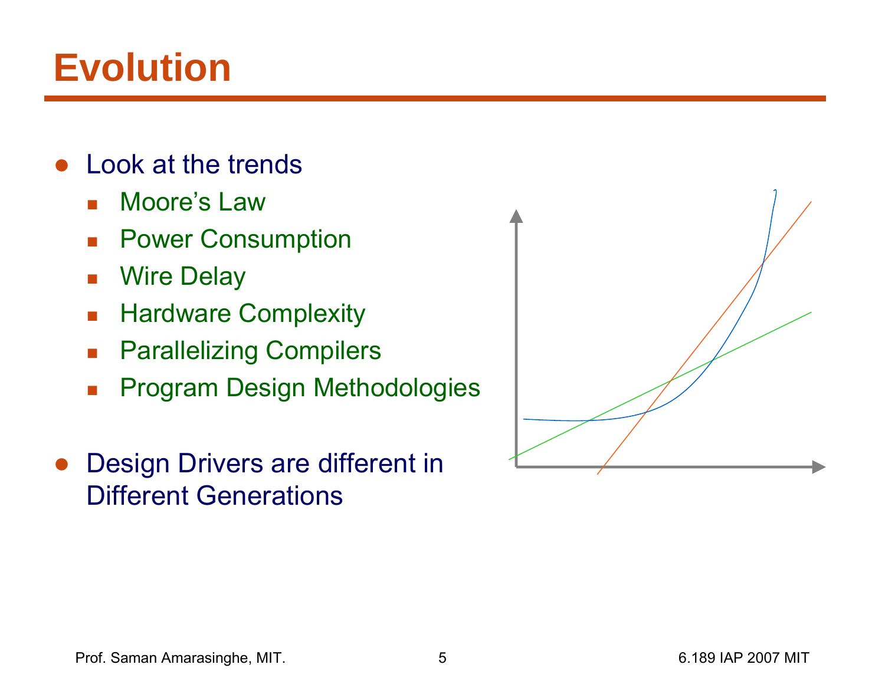# Evolution

- Look at the trends
  - Moore's Law
  - Power Consumption
  - Wire Delay
  - Hardware Complexity
  - Parallelizing Compilers
  - Program Design Methodologies

- Design Drivers are different in Different Generations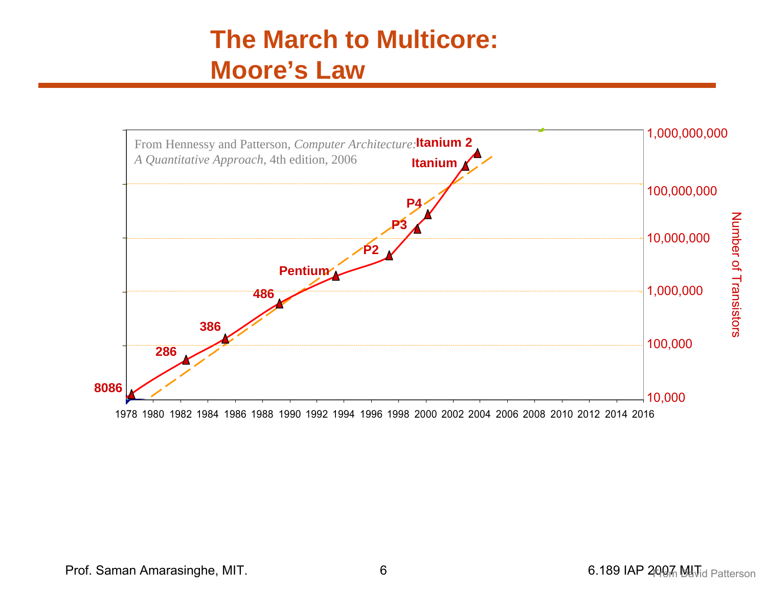# The March to Multicore: Moore's Law

From Hennessy and Patterson, *Computer Architecture: A Quantitative Approach*, 4th edition, 2006

Itanium 2
Itanium
P4
P3
P2
Pentium
486
386
286
8086

Number of Transistors

1,000,000,000
100,000,000
10,000,000
1,000,000
100,000
10,000

1978 1980 1982 1984 1986 1988 1990 1992 1994 1996 1998 2000 2002 2004 2006 2008 2010 2012 2014 2016

From David Patterson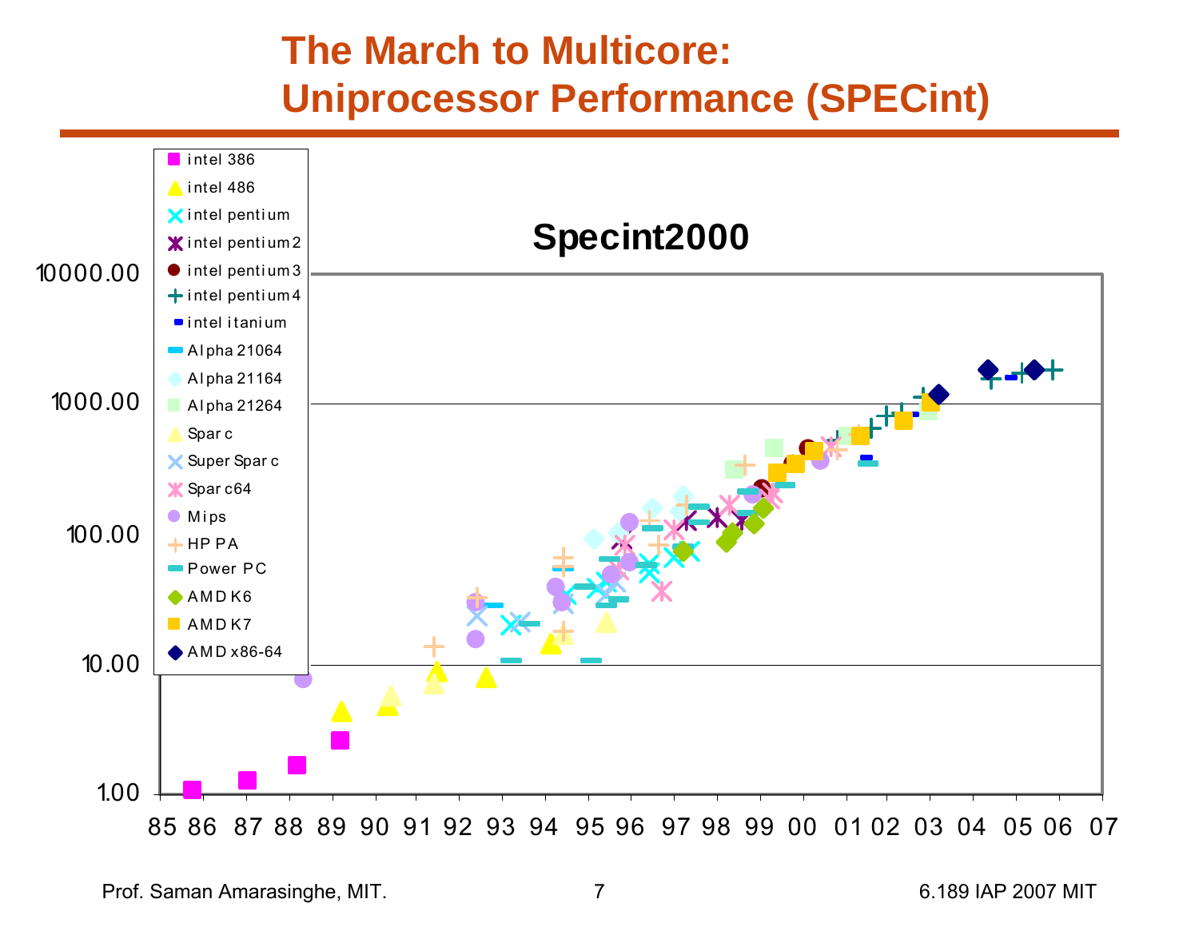# The March to Multicore: Uniprocessor Performance (SPECint)

**Specint2000**

- intel 386
- intel 486
- intel pentium
- intel pentium 2
- intel pentium 3
- intel pentium 4
- intel itanium
- Alpha 21064
- Alpha 21164
- Alpha 21264
- Sparc
- SuperSparc
- Sparc64
- Mips
- HP PA
- Power PC
- AMD K6
- AMD K7
- AMD x86-64

Y-axis: 1.00, 10.00, 100.00, 1000.00, 10000.00

X-axis: 85 86 87 88 89 90 91 92 93 94 95 96 97 98 99 00 01 02 03 04 05 06 07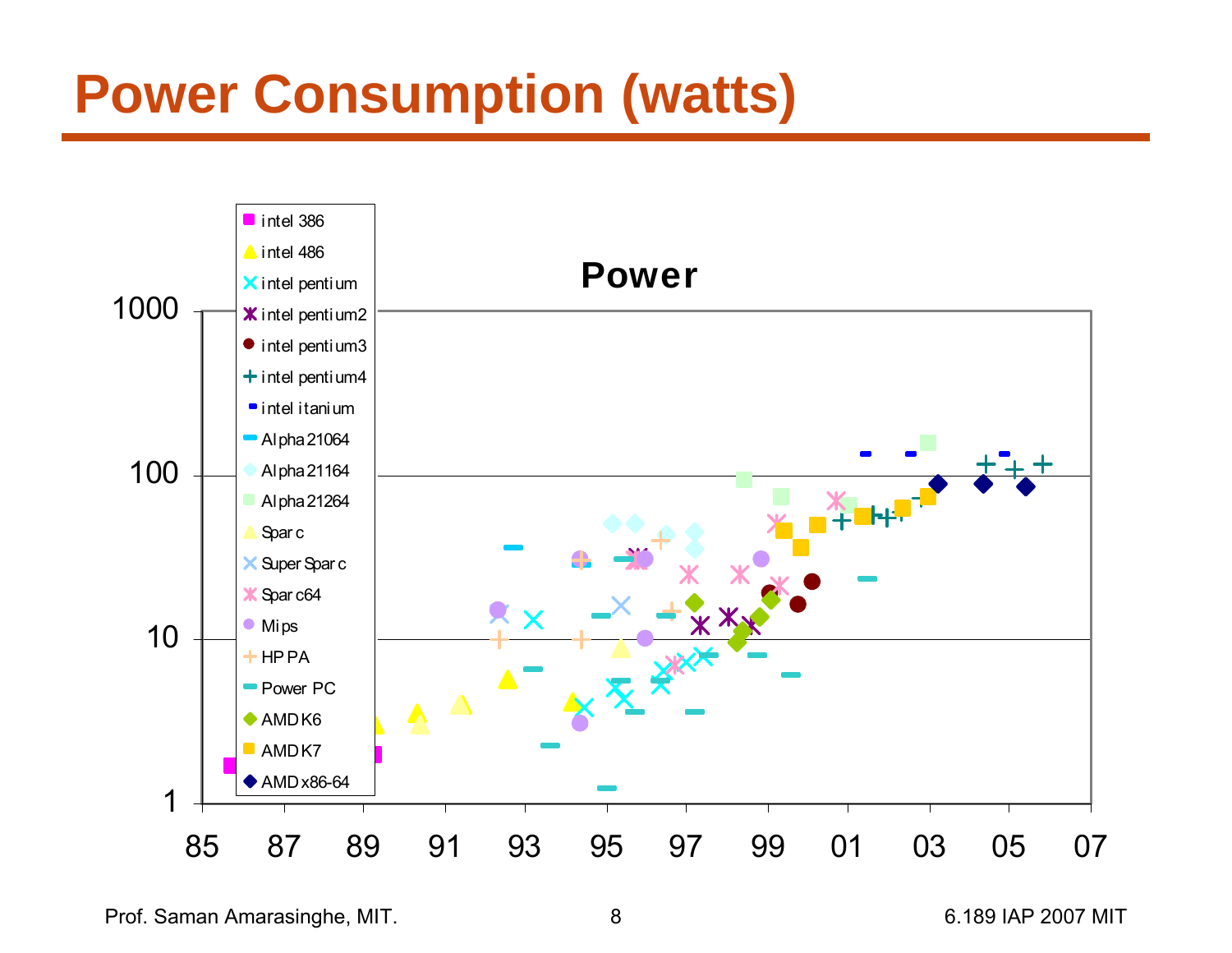# Power Consumption (watts)

**Power**

- intel 386
- intel 486
- intel pentium
- intel pentium2
- intel pentium3
- intel pentium4
- intel itanium
- Alpha 21064
- Alpha 21164
- Alpha 21264
- Sparc
- Super Sparc
- Sparc64
- Mips
- HP PA
- Power PC
- AMD K6
- AMD K7
- AMD x86-64

Y-axis: 1, 10, 100, 1000

X-axis: 85, 87, 89, 91, 93, 95, 97, 99, 01, 03, 05, 07

Prof. Saman Amarasinghe, MIT. 6.189 IAP 2007 MIT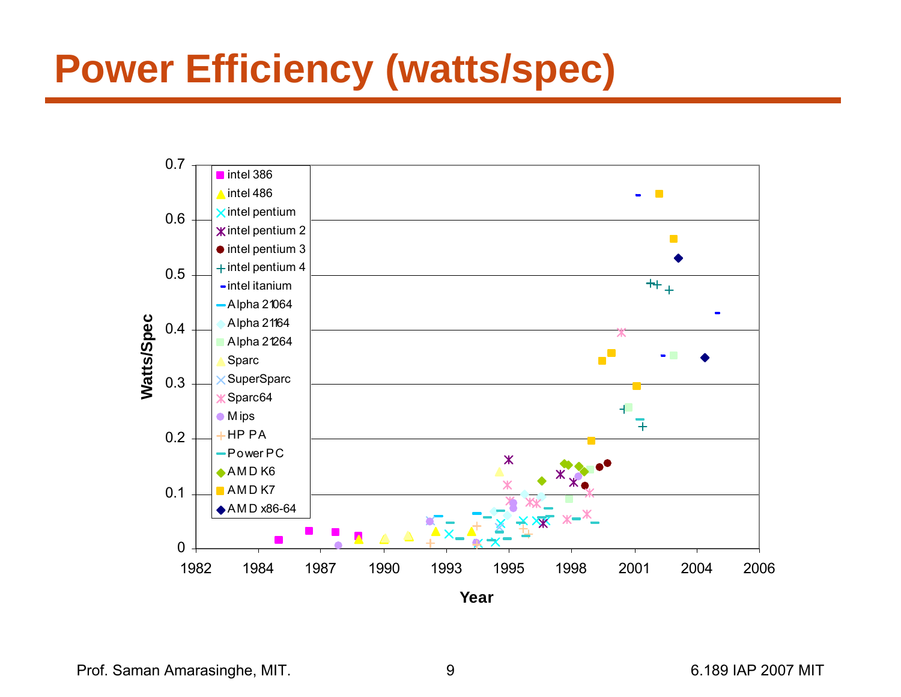# Power Efficiency (watts/spec)

Watts/Spec

Year

Legend: intel 386, intel 486, intel pentium, intel pentium 2, intel pentium 3, intel pentium 4, intel itanium, Alpha 21064, Alpha 21164, Alpha 21264, Sparc, SuperSparc, Sparc64, Mips, HP PA, Power PC, AMD K6, AMD K7, AMD x86-64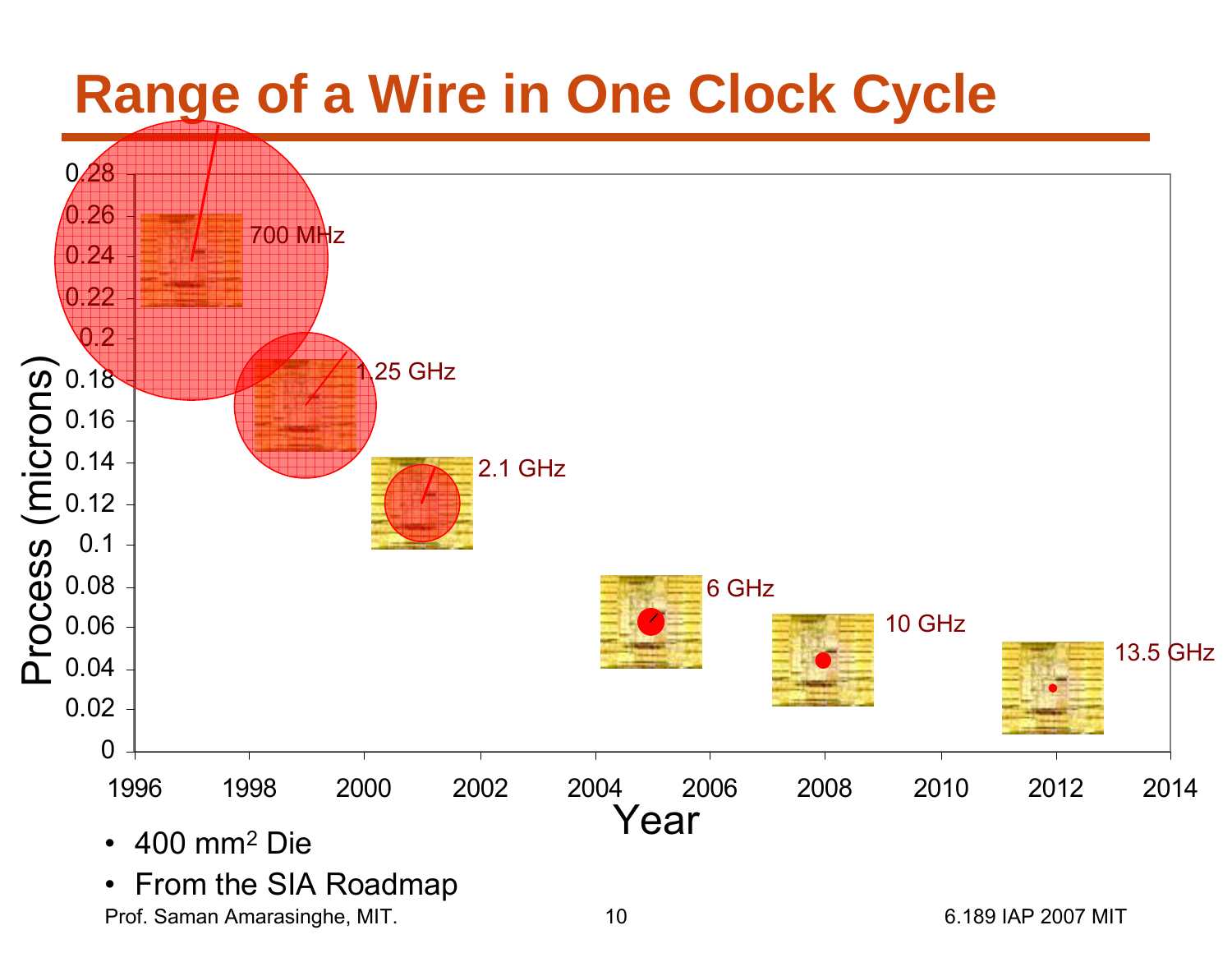# Range of a Wire in One Clock Cycle

- 400 mm² Die
- From the SIA Roadmap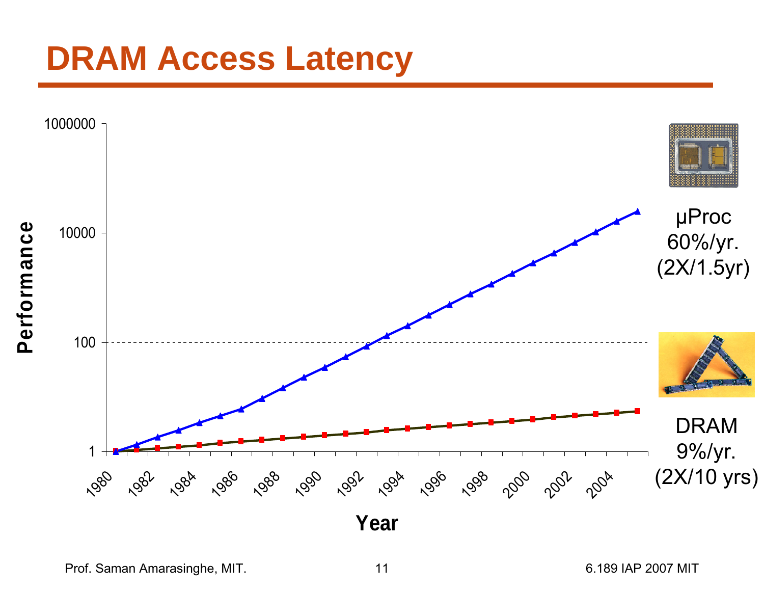# DRAM Access Latency

Performance

1000000

10000

100

1

Year

1980 1982 1984 1986 1988 1990 1992 1994 1996 1998 2000 2002 2004

µProc
60%/yr.
(2X/1.5yr)

DRAM
9%/yr.
(2X/10 yrs)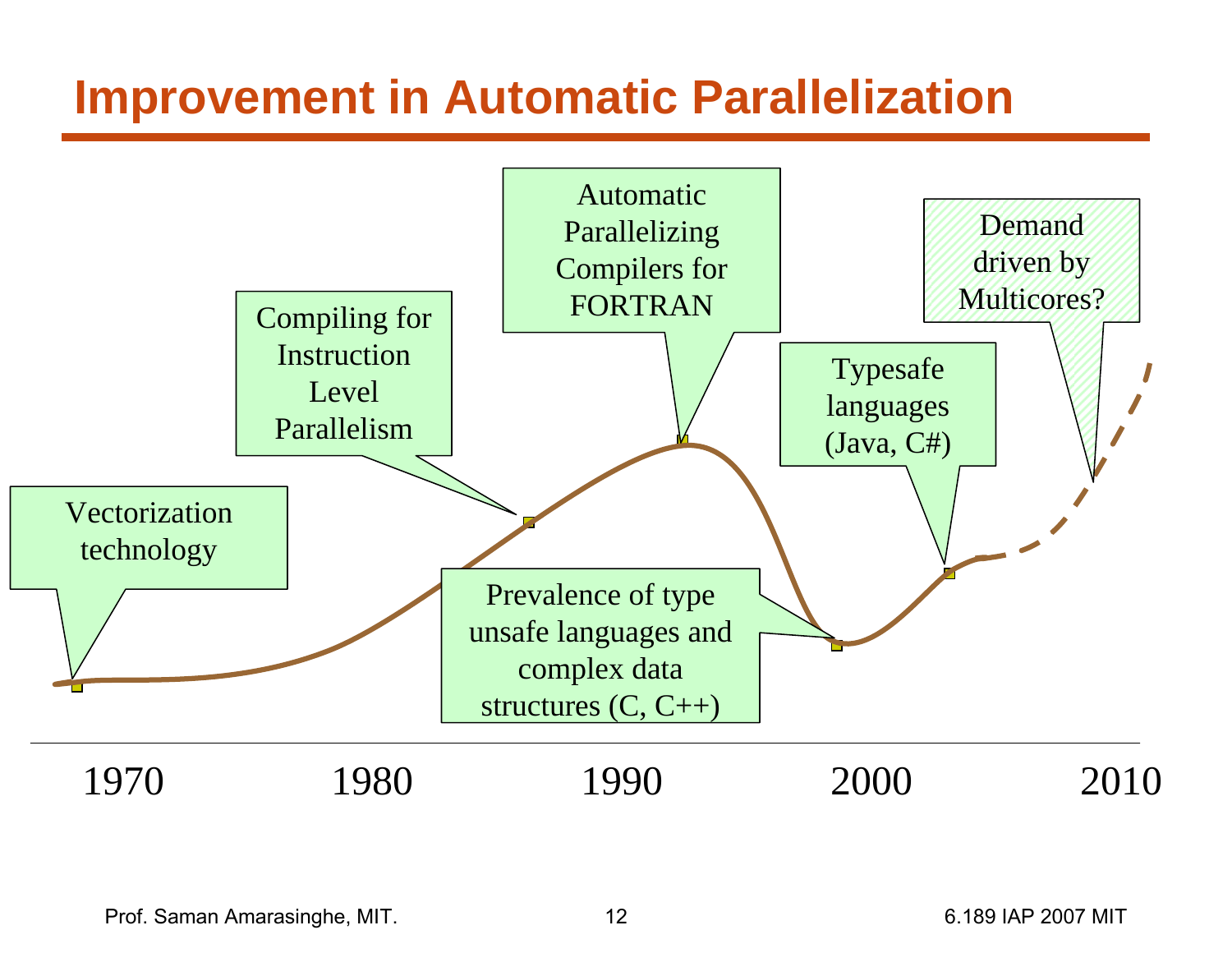# Improvement in Automatic Parallelization

- Vectorization technology
- Compiling for Instruction Level Parallelism
- Automatic Parallelizing Compilers for FORTRAN
- Prevalence of type unsafe languages and complex data structures (C, C++)
- Typesafe languages (Java, C#)
- Demand driven by Multicores?

1970 1980 1990 2000 2010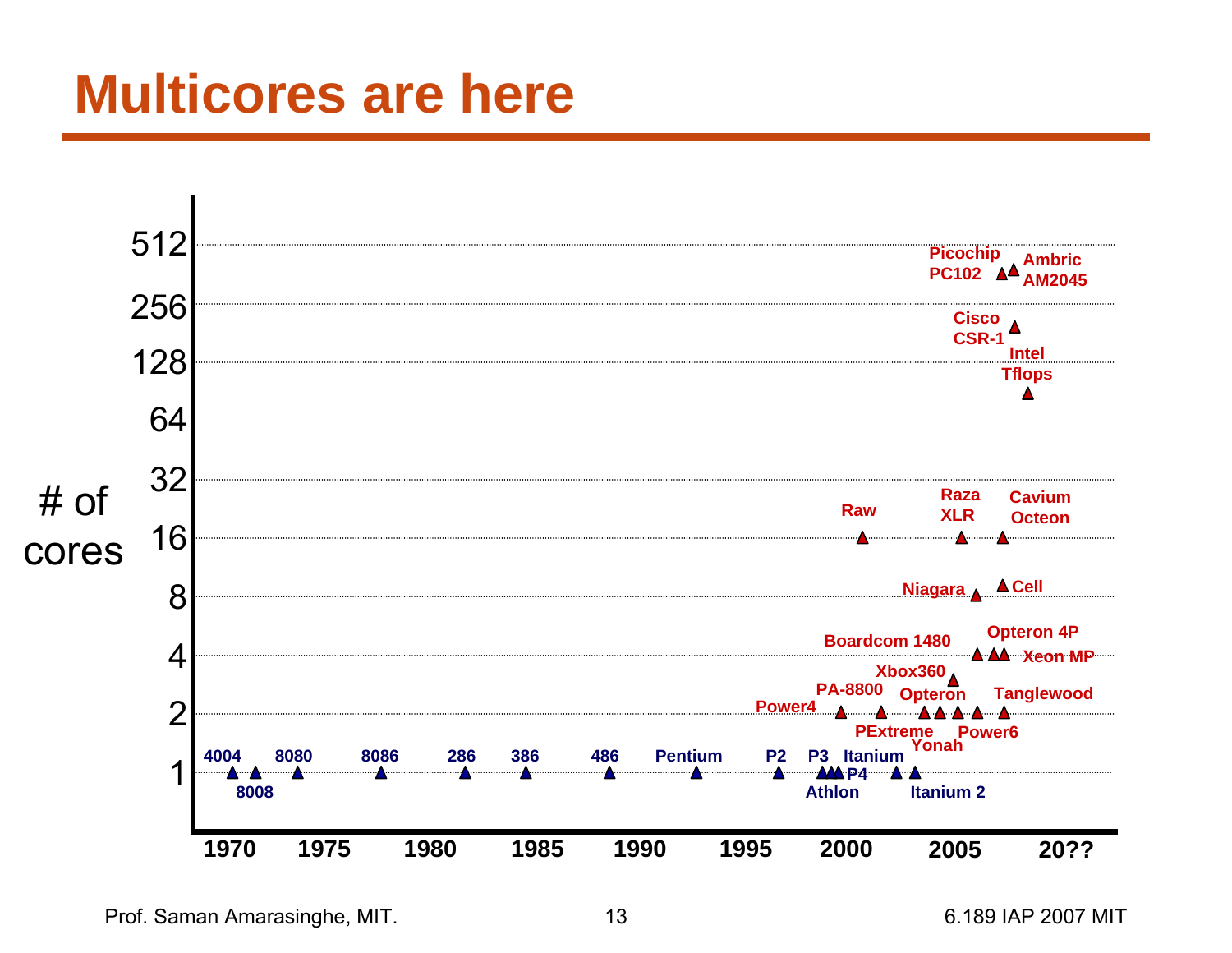# Multicores are here

# of cores

512

256

128

64

32

16

8

4

2

1

1970 1975 1980 1985 1990 1995 2000 2005 20??

4004, 8008, 8080, 8086, 286, 386, 486, Pentium, P2, P3, Athlon, P4, Itanium, Itanium 2

Power4, PA-8800, PExtreme, Opteron, Yonah, Xbox360, Power6, Tanglewood, Boardcom 1480, Opteron 4P, Xeon MP, Niagara, Cell, Raw, Raza XLR, Cavium Octeon, Intel Tflops, Cisco CSR-1, Picochip PC102, Ambric AM2045

Prof. Saman Amarasinghe, MIT. 6.189 IAP 2007 MIT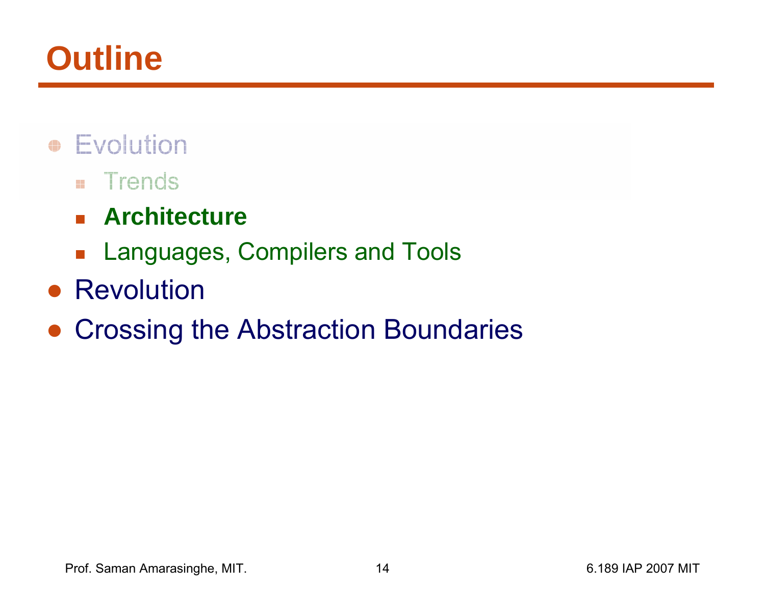# Outline

- Evolution
  - Trends
  - **Architecture**
  - Languages, Compilers and Tools
- Revolution
- Crossing the Abstraction Boundaries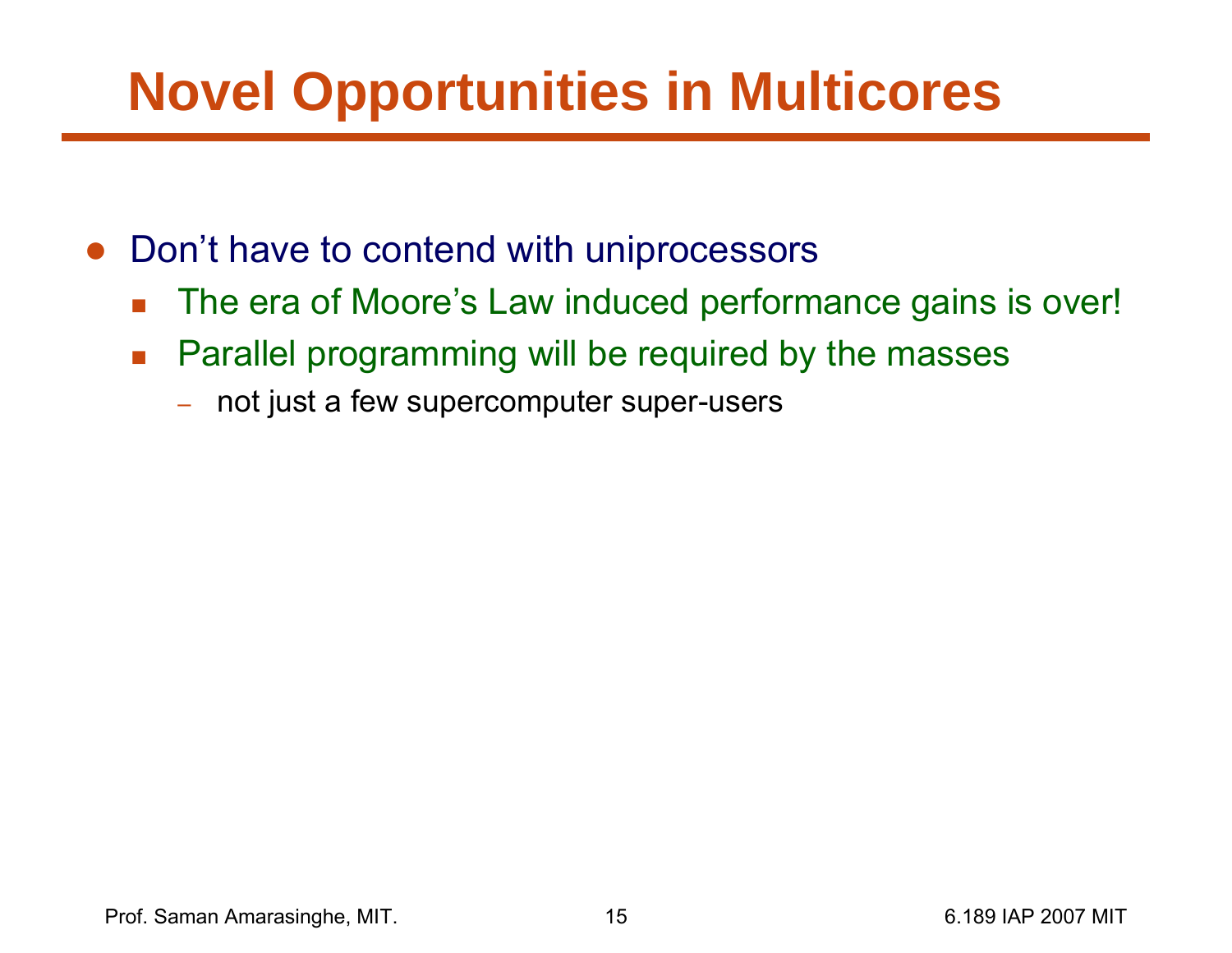# Novel Opportunities in Multicores

- Don't have to contend with uniprocessors
  - The era of Moore's Law induced performance gains is over!
  - Parallel programming will be required by the masses
    - not just a few supercomputer super-users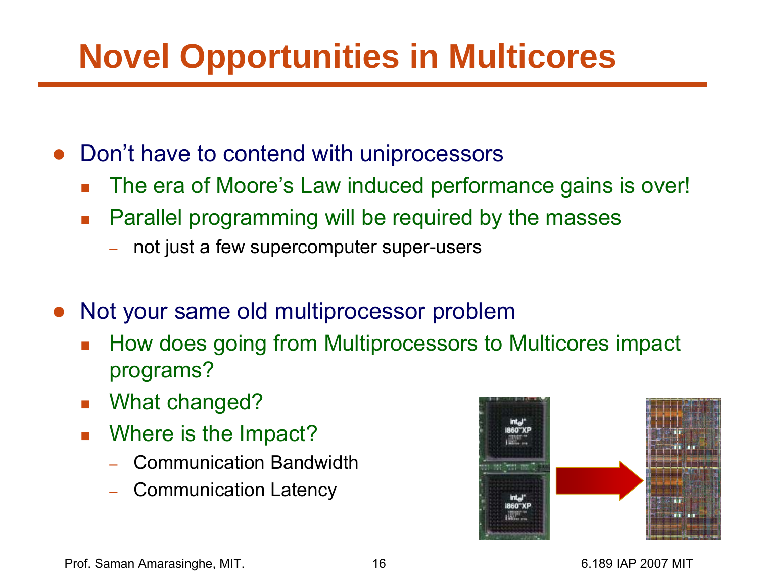# Novel Opportunities in Multicores

- Don't have to contend with uniprocessors
  - The era of Moore's Law induced performance gains is over!
  - Parallel programming will be required by the masses
    - not just a few supercomputer super-users

- Not your same old multiprocessor problem
  - How does going from Multiprocessors to Multicores impact programs?
  - What changed?
  - Where is the Impact?
    - Communication Bandwidth
    - Communication Latency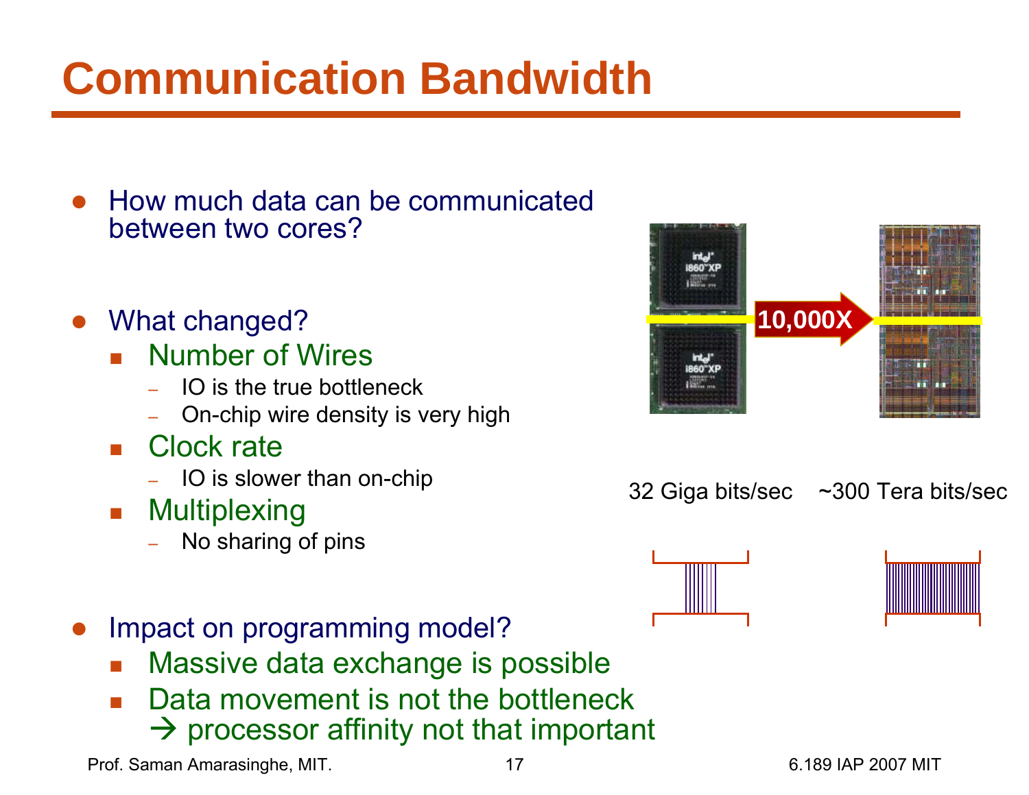# Communication Bandwidth

- How much data can be communicated between two cores?
- What changed?
  - Number of Wires
    - IO is the true bottleneck
    - On-chip wire density is very high
  - Clock rate
    - IO is slower than on-chip
  - Multiplexing
    - No sharing of pins
- Impact on programming model?
  - Massive data exchange is possible
  - Data movement is not the bottleneck → processor affinity not that important

10,000X

32 Giga bits/sec ~300 Tera bits/sec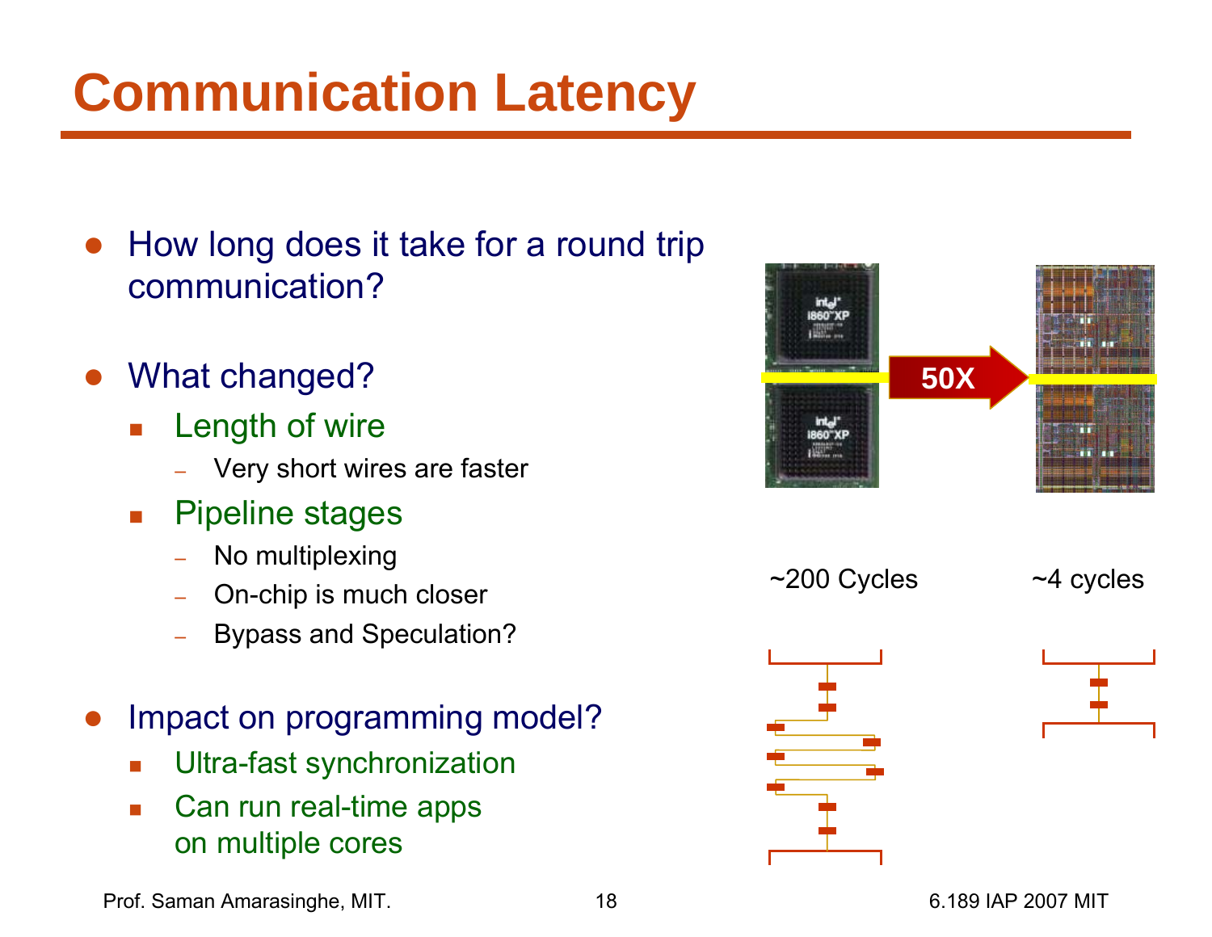# Communication Latency

- How long does it take for a round trip communication?
- What changed?
  - Length of wire
    - Very short wires are faster
  - Pipeline stages
    - No multiplexing
    - On-chip is much closer
    - Bypass and Speculation?
- Impact on programming model?
  - Ultra-fast synchronization
  - Can run real-time apps on multiple cores

50X

~200 Cycles

~4 cycles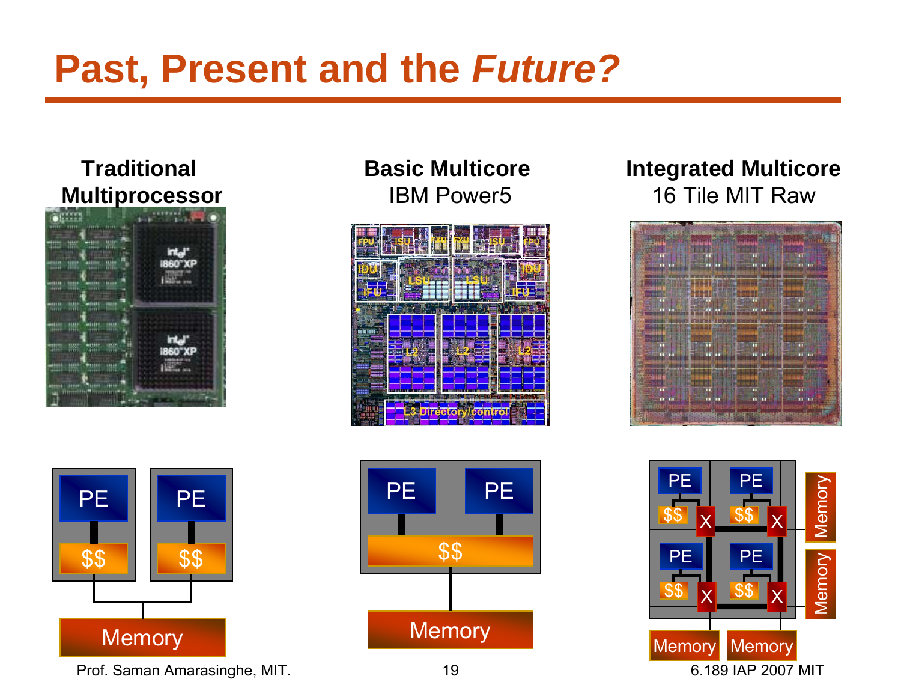# Past, Present and the *Future?*

**Traditional Multiprocessor**

**Basic Multicore**
IBM Power5

**Integrated Multicore**
16 Tile MIT Raw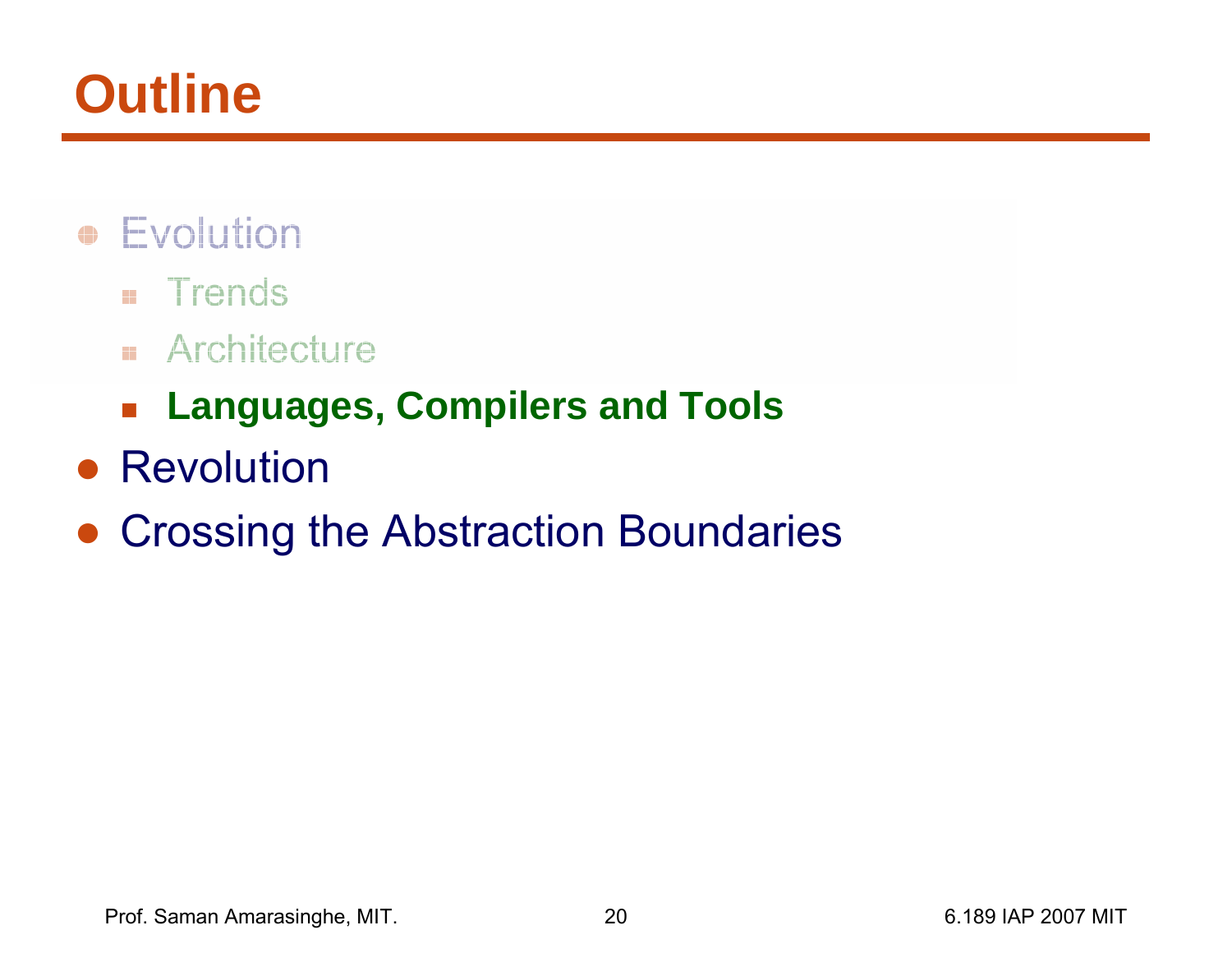# Outline

- Evolution
  - Trends
  - Architecture
  - **Languages, Compilers and Tools**
- Revolution
- Crossing the Abstraction Boundaries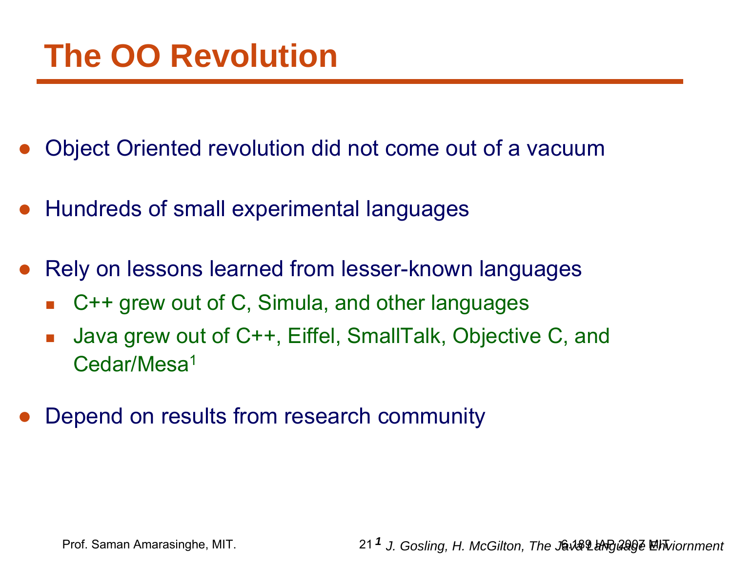# The OO Revolution

- Object Oriented revolution did not come out of a vacuum
- Hundreds of small experimental languages
- Rely on lessons learned from lesser-known languages
  - C++ grew out of C, Simula, and other languages
  - Java grew out of C++, Eiffel, SmallTalk, Objective C, and Cedar/Mesa[1]
- Depend on results from research community

[1] *J. Gosling, H. McGilton, The Java Language Enviornment*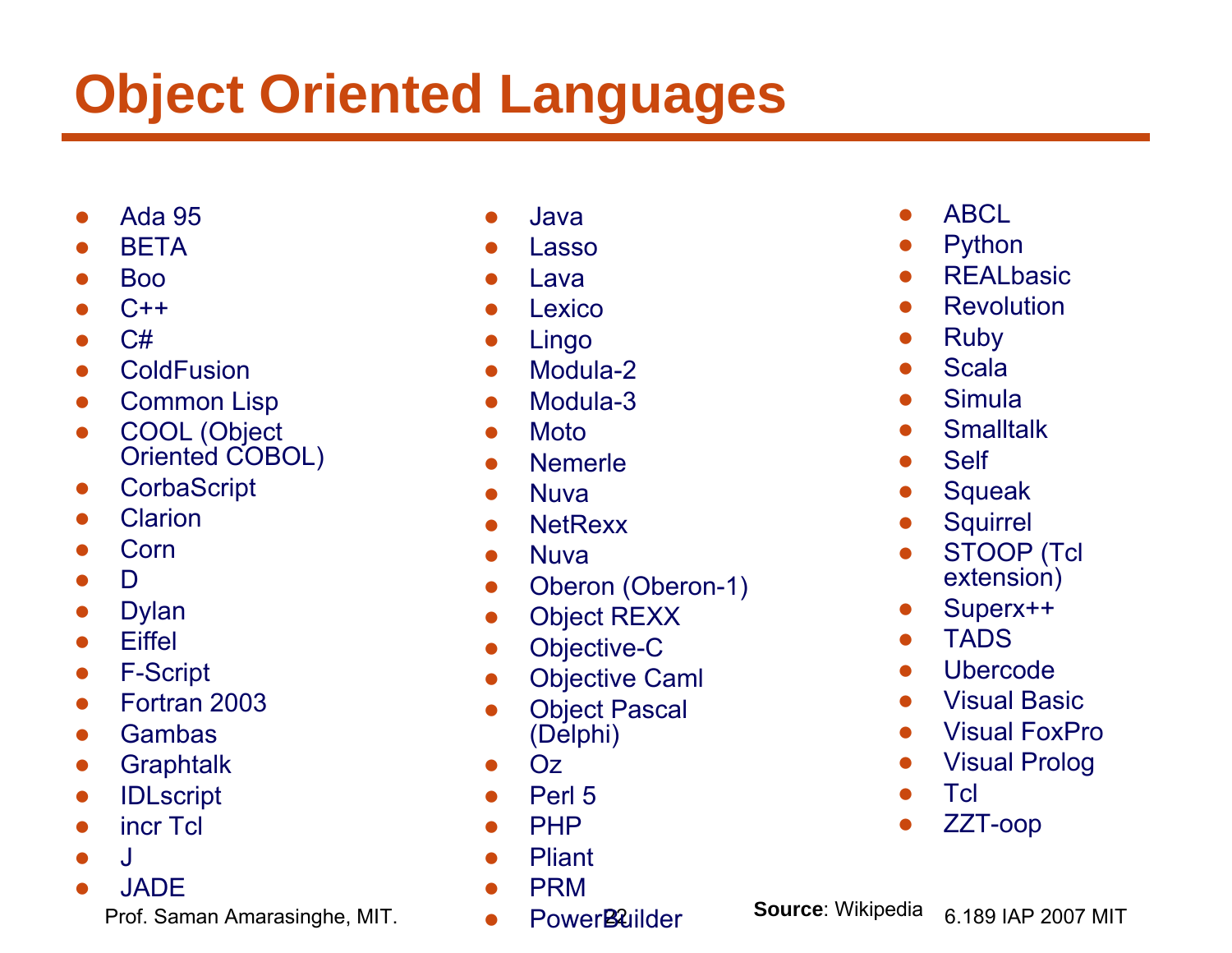# Object Oriented Languages

- Ada 95
- BETA
- Boo
- C++
- C#
- ColdFusion
- Common Lisp
- COOL (Object Oriented COBOL)
- CorbaScript
- Clarion
- Corn
- D
- Dylan
- Eiffel
- F-Script
- Fortran 2003
- Gambas
- Graphtalk
- IDLscript
- incr Tcl
- J
- JADE
- Java
- Lasso
- Lava
- Lexico
- Lingo
- Modula-2
- Modula-3
- Moto
- Nemerle
- Nuva
- NetRexx
- Nuva
- Oberon (Oberon-1)
- Object REXX
- Objective-C
- Objective Caml
- Object Pascal (Delphi)
- Oz
- Perl 5
- PHP
- Pliant
- PRM
- PowerBuilder
- ABCL
- Python
- REALbasic
- Revolution
- Ruby
- Scala
- Simula
- Smalltalk
- Self
- Squeak
- Squirrel
- STOOP (Tcl extension)
- Superx++
- TADS
- Ubercode
- Visual Basic
- Visual FoxPro
- Visual Prolog
- Tcl
- ZZT-oop

**Source**: Wikipedia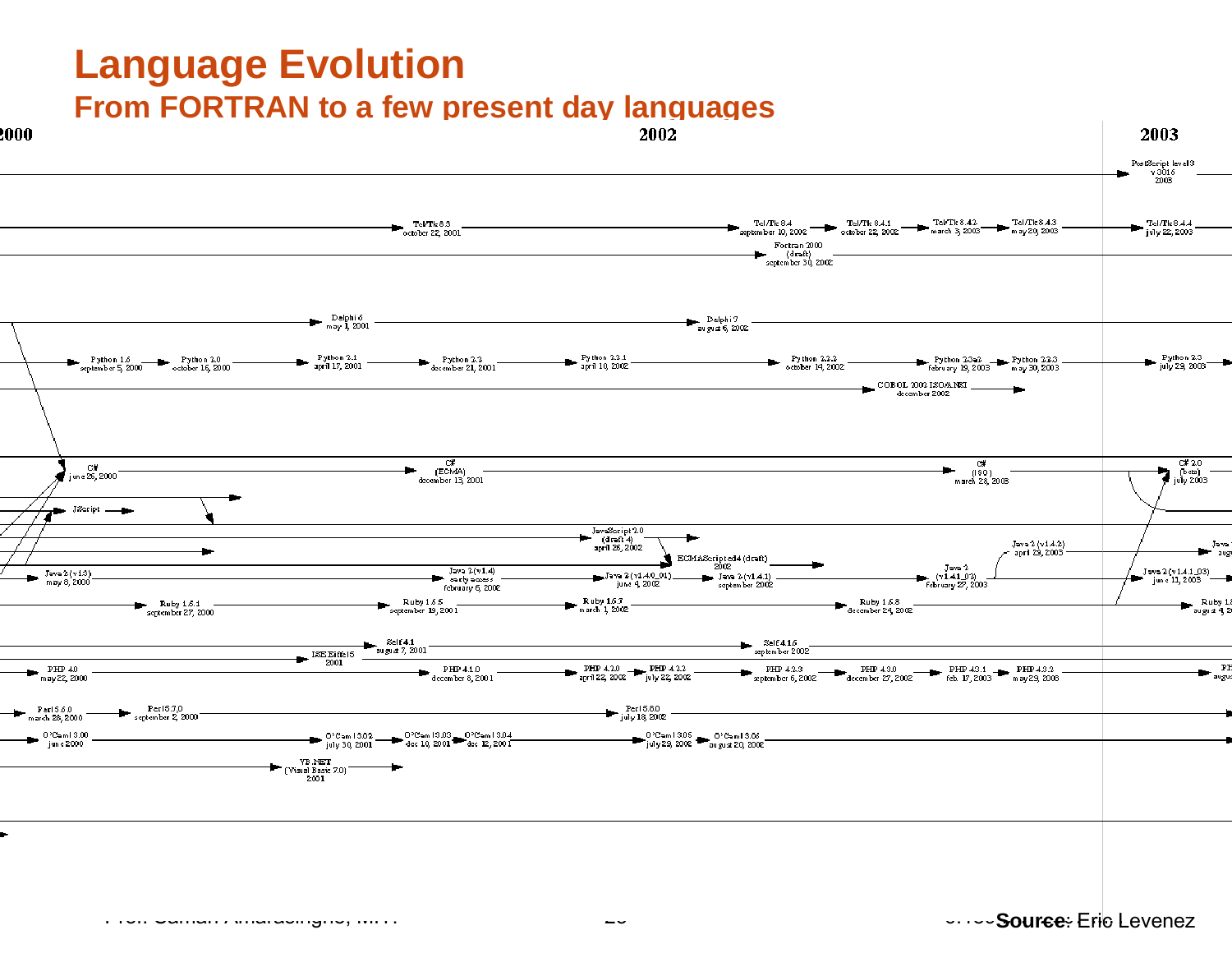# Language Evolution

## From FORTRAN to a few present day languages

2000 | 2002 | 2003

PostScript level 3 v 3016 2003

Tcl/Tk 8.3 october 22, 2001 → Tcl/Tk 8.4 september 10, 2002 → Tcl/Tk 8.4.1 october 22, 2002 → Tcl/Tk 8.4.2 march 3, 2003 → Tcl/Tk 8.4.3 may 20, 2003 → Tcl/Tk 8.4.4 july 22, 2003

Fortran 2000 (draft) september 30, 2002

Delphi 6 may 1, 2001 → Delphi 7 august 6, 2002

Python 1.6 september 5, 2000 → Python 2.0 october 16, 2000 → Python 2.1 april 17, 2001 → Python 2.2 december 21, 2001 → Python 2.2.1 april 10, 2002 → Python 2.2.2 october 14, 2002 → Python 2.3a2 february 19, 2003 → Python 2.2.3 may 30, 2003 → Python 2.3 july 29, 2003

COBOL 2002 ISO/ANSI december 2002

C# june 26, 2000 → C# (ECMA) december 13, 2001 → C# (ISO) march 28, 2003 → C# 2.0 (beta) july 2003

JScript

JavaScript 2.0 (draft 4) april 26, 2002

ECMAScript edition 4 (draft) 2002

Java 2 (v1.3) may 8, 2000 → Java 2 (v1.4) early access february 6, 2002 → Java 2 (v1.4.0_01) june 4, 2002 → Java 2 (v1.4.1) september 2002 → Java 2 (v1.4.1_02) february 27, 2003 → Java 2 (v1.4.2) april 29, 2003 → Java 2 (v1.4.1_03) june 11, 2003

Ruby 1.6.1 september 27, 2000 → Ruby 1.6.5 september 19, 2001 → Ruby 1.6.7 march 1, 2002 → Ruby 1.6.8 december 24, 2002

Self 4.1 august 7, 2001 → Self 4.1.6 september 2002

ISE Eiffel 5 2001

PHP 4.0 may 22, 2000 → PHP 4.1.0 december 8, 2001 → PHP 4.2.0 april 22, 2002 → PHP 4.2.2 july 22, 2002 → PHP 4.2.3 september 6, 2002 → PHP 4.3.0 december 27, 2002 → PHP 4.3.1 feb. 17, 2003 → PHP 4.3.2 may 29, 2003

Perl 5.6.0 march 28, 2000 → Perl 5.7.0 september 2, 2000 → Perl 5.8.0 july 18, 2002

O'Caml 3.00 june 2000 → O'Caml 3.02 july 30, 2001 → O'Caml 3.03 dec 10, 2001 → O'Caml 3.04 dec 12, 2001 → O'Caml 3.05 july 29, 2002 → O'Caml 3.06 august 20, 2002

VB.NET (Visual Basic 7.0) 2001

**Source:** Eric Levenez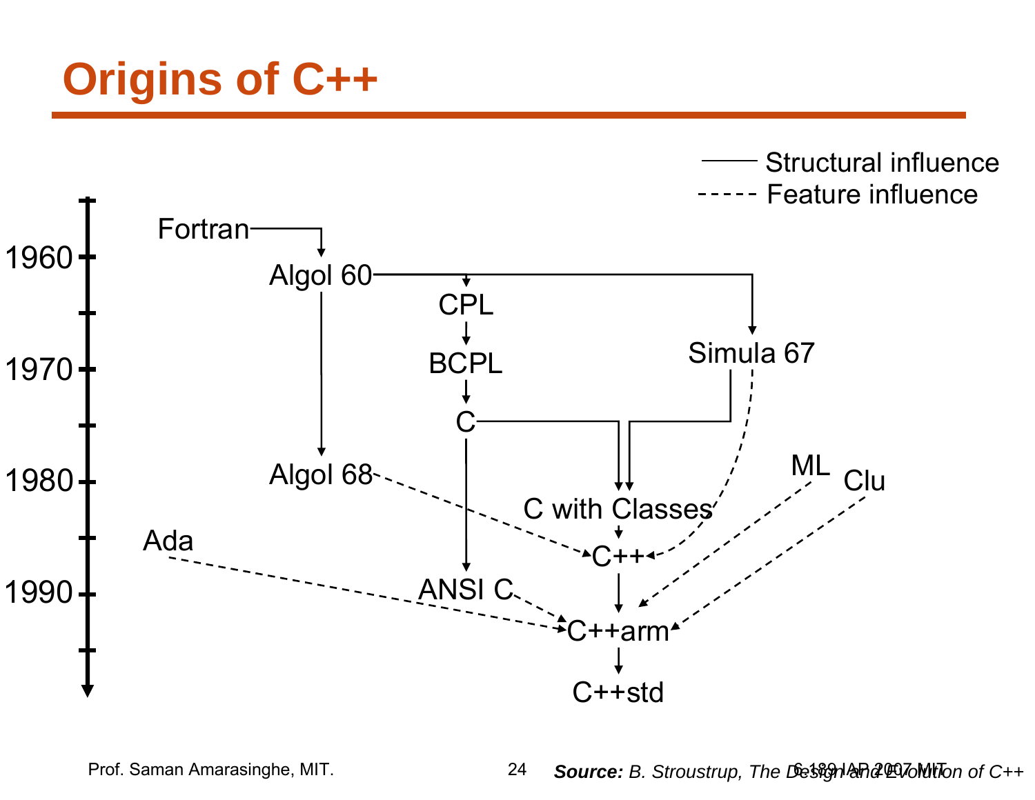# Origins of C++

Structural influence
Feature influence

1960
1970
1980
1990

Fortran
Algol 60
CPL
BCPL
C
Simula 67
Algol 68
C with Classes
ML
Clu
Ada
C++
ANSI C
C++arm
C++std

***Source:*** *B. Stroustrup, The Design and Evolution of C++*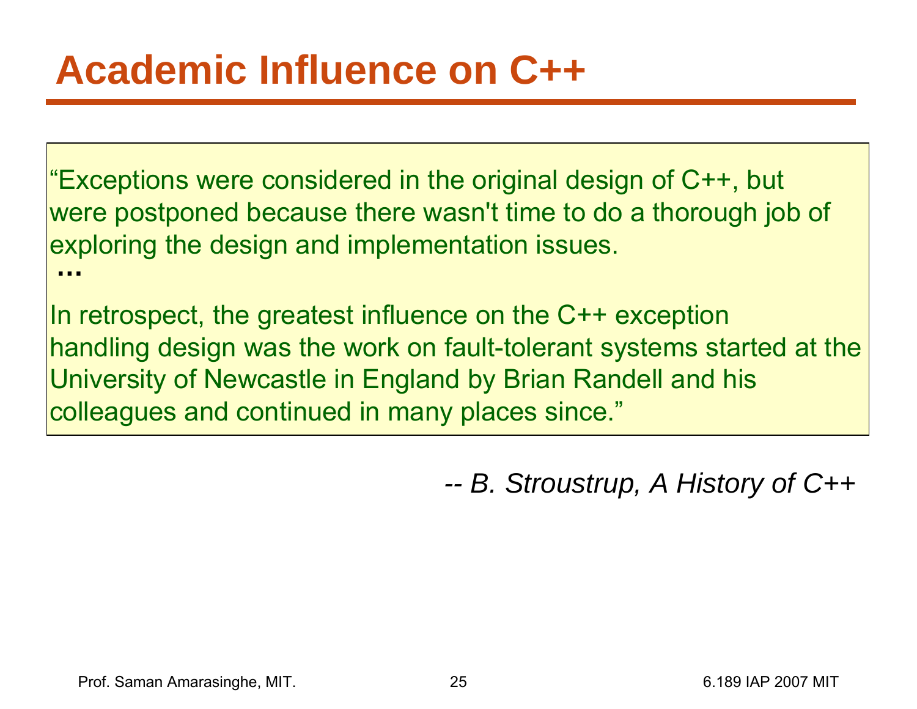# Academic Influence on C++

> "Exceptions were considered in the original design of C++, but were postponed because there wasn't time to do a thorough job of exploring the design and implementation issues.
>
> …
>
> In retrospect, the greatest influence on the C++ exception handling design was the work on fault-tolerant systems started at the University of Newcastle in England by Brian Randell and his colleagues and continued in many places since."

*-- B. Stroustrup, A History of C++*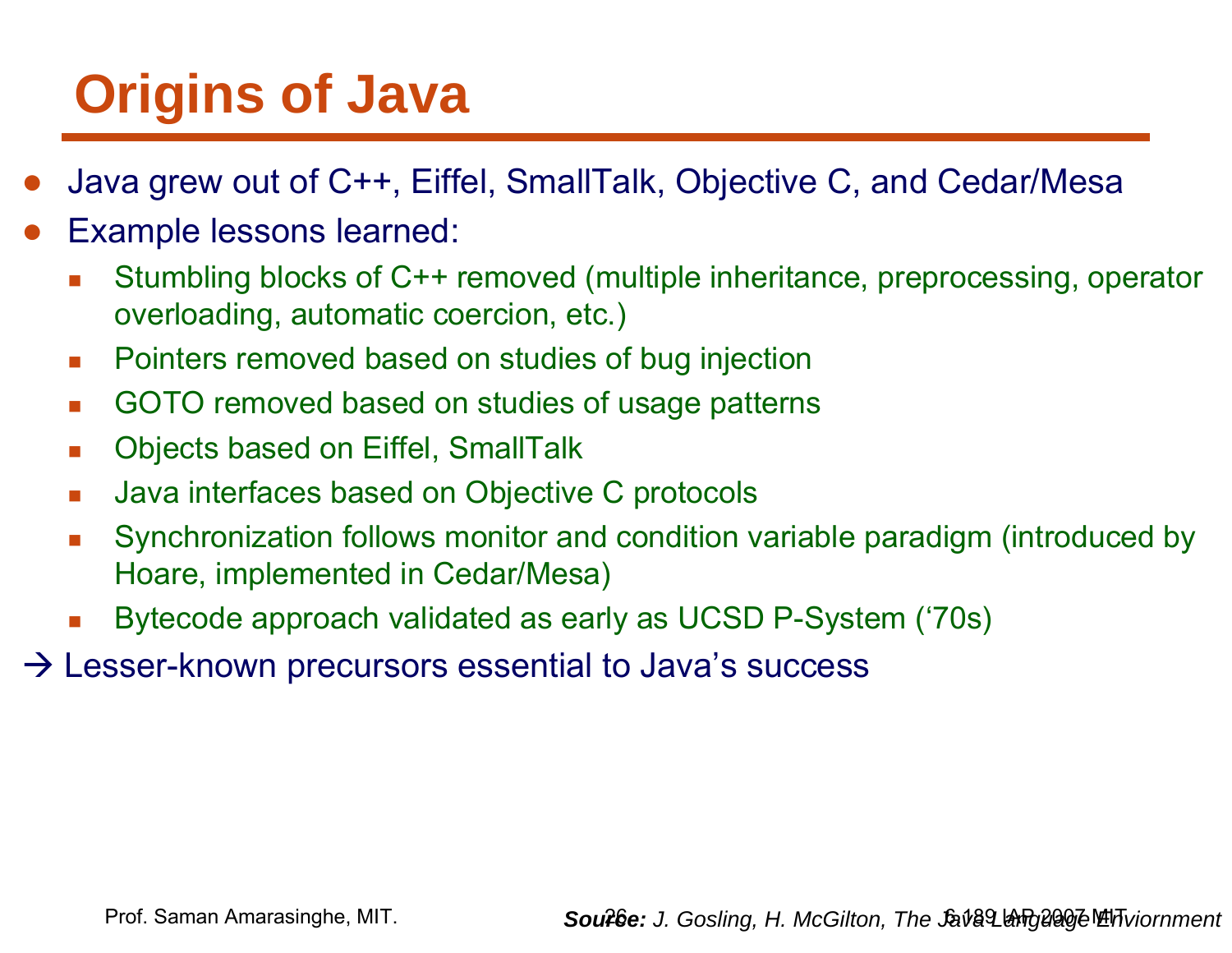# Origins of Java

- Java grew out of C++, Eiffel, SmallTalk, Objective C, and Cedar/Mesa
- Example lessons learned:
  - Stumbling blocks of C++ removed (multiple inheritance, preprocessing, operator overloading, automatic coercion, etc.)
  - Pointers removed based on studies of bug injection
  - GOTO removed based on studies of usage patterns
  - Objects based on Eiffel, SmallTalk
  - Java interfaces based on Objective C protocols
  - Synchronization follows monitor and condition variable paradigm (introduced by Hoare, implemented in Cedar/Mesa)
  - Bytecode approach validated as early as UCSD P-System ('70s)

→ Lesser-known precursors essential to Java's success

***Source:*** *J. Gosling, H. McGilton, The Java Language Enviornment*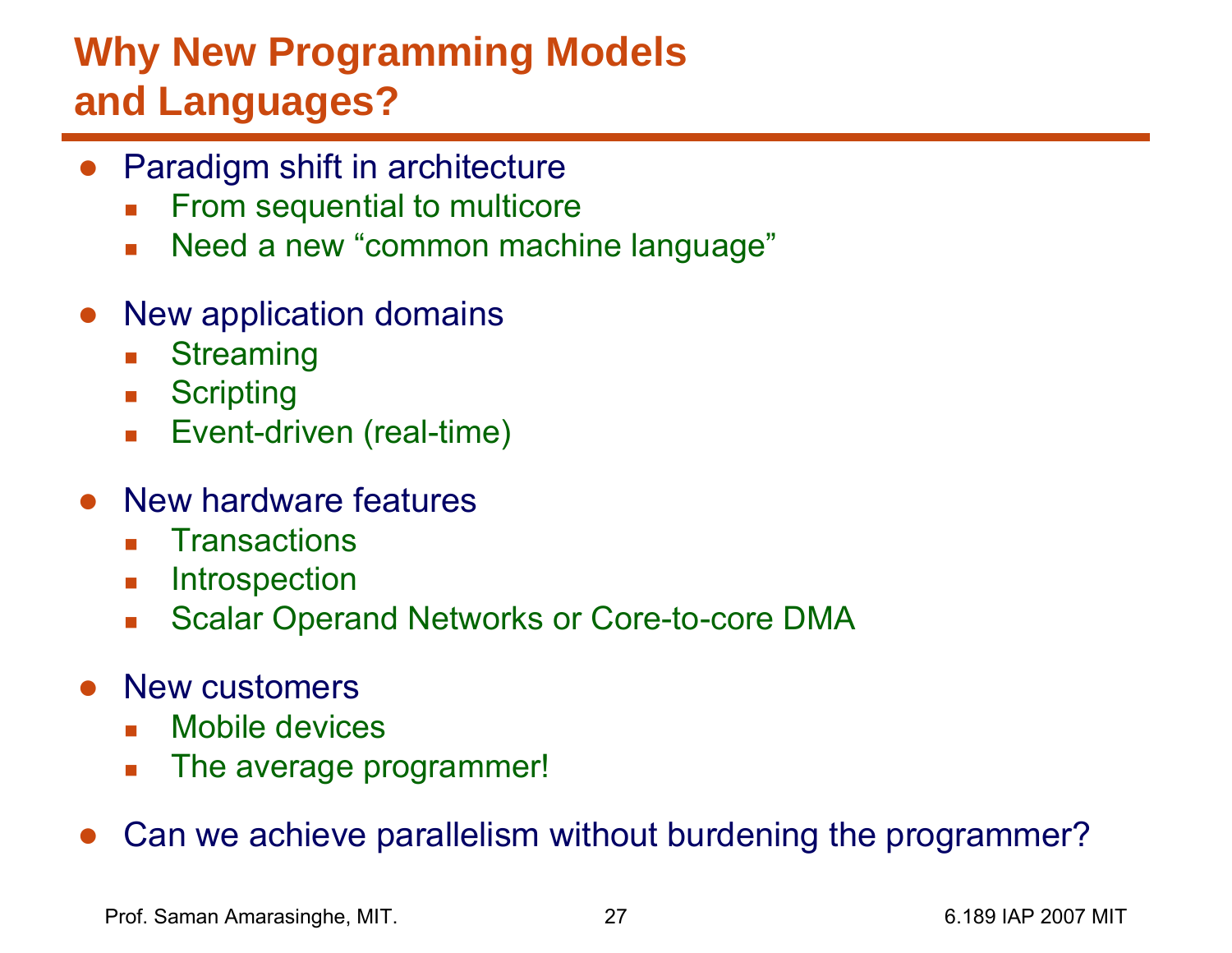# Why New Programming Models and Languages?

- Paradigm shift in architecture
  - From sequential to multicore
  - Need a new “common machine language”
- New application domains
  - Streaming
  - Scripting
  - Event-driven (real-time)
- New hardware features
  - Transactions
  - Introspection
  - Scalar Operand Networks or Core-to-core DMA
- New customers
  - Mobile devices
  - The average programmer!
- Can we achieve parallelism without burdening the programmer?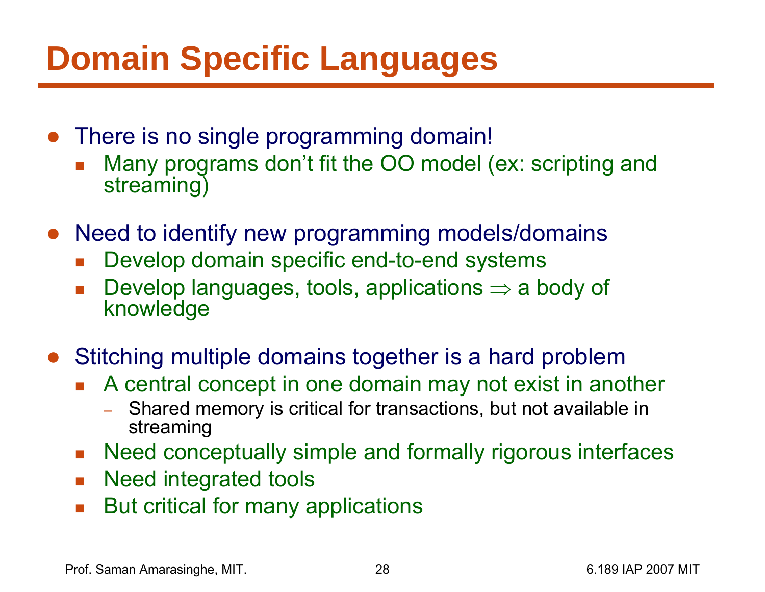# Domain Specific Languages

- There is no single programming domain!
  - Many programs don't fit the OO model (ex: scripting and streaming)
- Need to identify new programming models/domains
  - Develop domain specific end-to-end systems
  - Develop languages, tools, applications $\Rightarrow$ a body of knowledge
- Stitching multiple domains together is a hard problem
  - A central concept in one domain may not exist in another
    - Shared memory is critical for transactions, but not available in streaming
  - Need conceptually simple and formally rigorous interfaces
  - Need integrated tools
  - But critical for many applications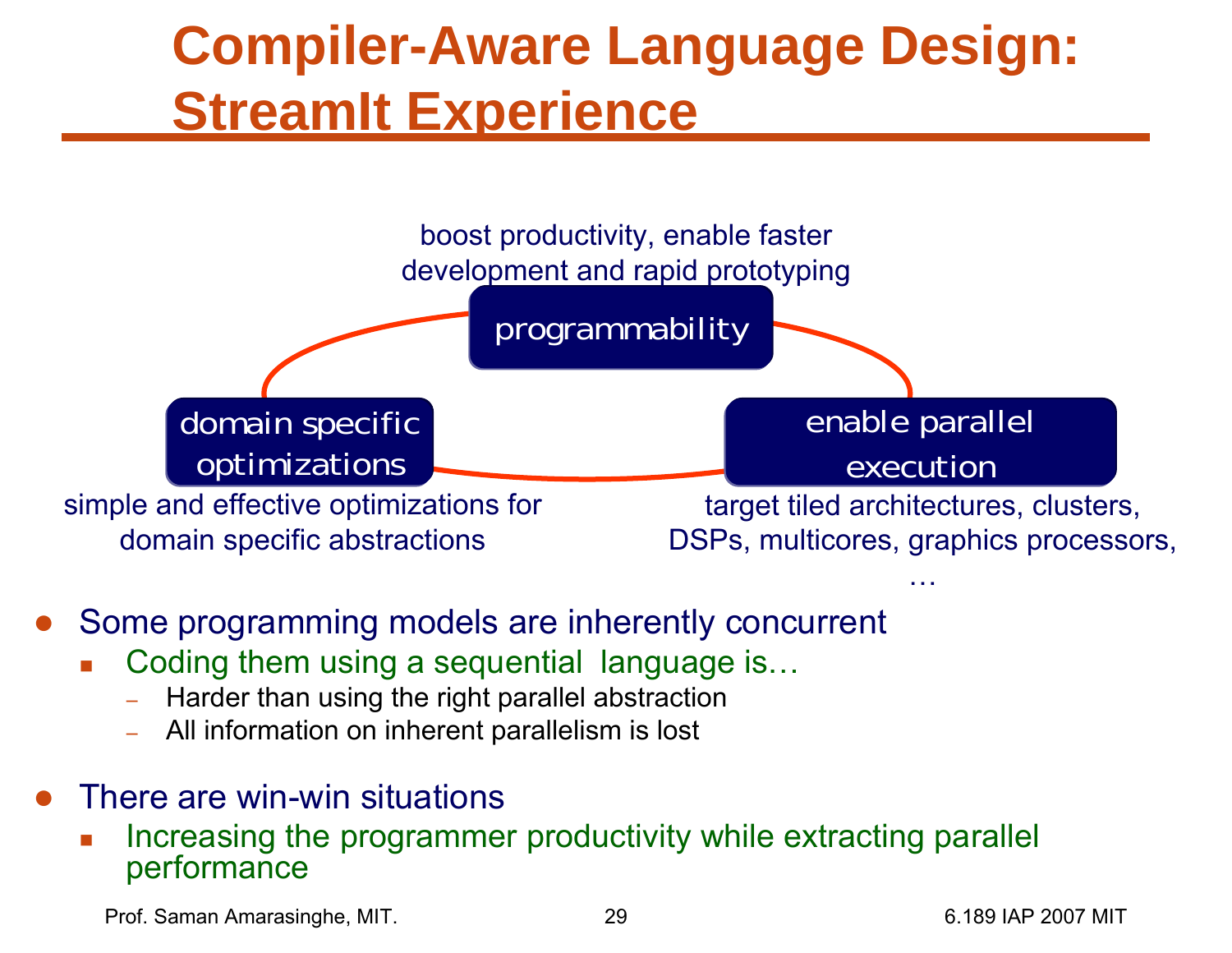# Compiler-Aware Language Design: StreamIt Experience

boost productivity, enable faster development and rapid prototyping

**programmability**

**domain specific optimizations**

simple and effective optimizations for domain specific abstractions

**enable parallel execution**

target tiled architectures, clusters, DSPs, multicores, graphics processors, …

- Some programming models are inherently concurrent
  - Coding them using a sequential language is…
    - Harder than using the right parallel abstraction
    - All information on inherent parallelism is lost
- There are win-win situations
  - Increasing the programmer productivity while extracting parallel performance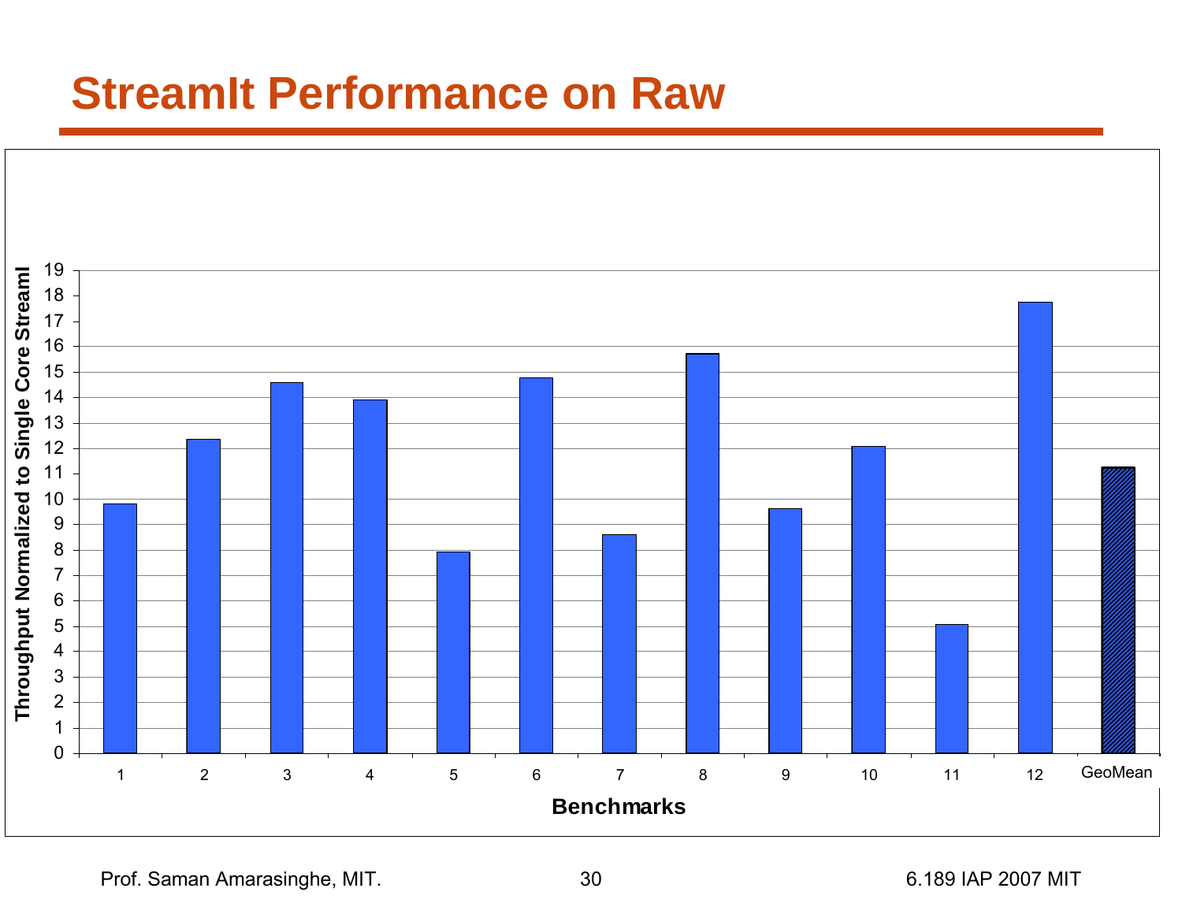# StreamIt Performance on Raw

| Benchmarks | Throughput Normalized to Single Core StreamI |
|---|---|
| 1 | 9.8 |
| 2 | 12.4 |
| 3 | 14.6 |
| 4 | 13.9 |
| 5 | 7.9 |
| 6 | 14.8 |
| 7 | 8.6 |
| 8 | 15.7 |
| 9 | 9.6 |
| 10 | 12.1 |
| 11 | 5.1 |
| 12 | 17.8 |
| GeoMean | 11.3 |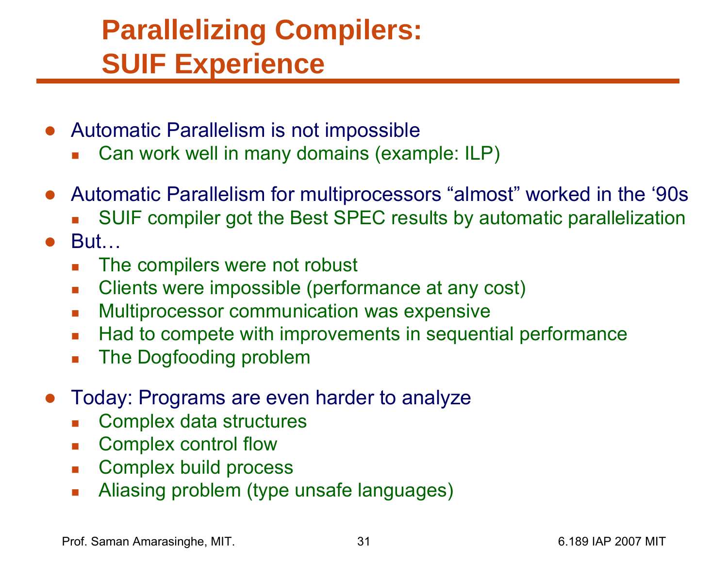# Parallelizing Compilers: SUIF Experience

- Automatic Parallelism is not impossible
  - Can work well in many domains (example: ILP)
- Automatic Parallelism for multiprocessors “almost” worked in the ‘90s
  - SUIF compiler got the Best SPEC results by automatic parallelization
- But…
  - The compilers were not robust
  - Clients were impossible (performance at any cost)
  - Multiprocessor communication was expensive
  - Had to compete with improvements in sequential performance
  - The Dogfooding problem
- Today: Programs are even harder to analyze
  - Complex data structures
  - Complex control flow
  - Complex build process
  - Aliasing problem (type unsafe languages)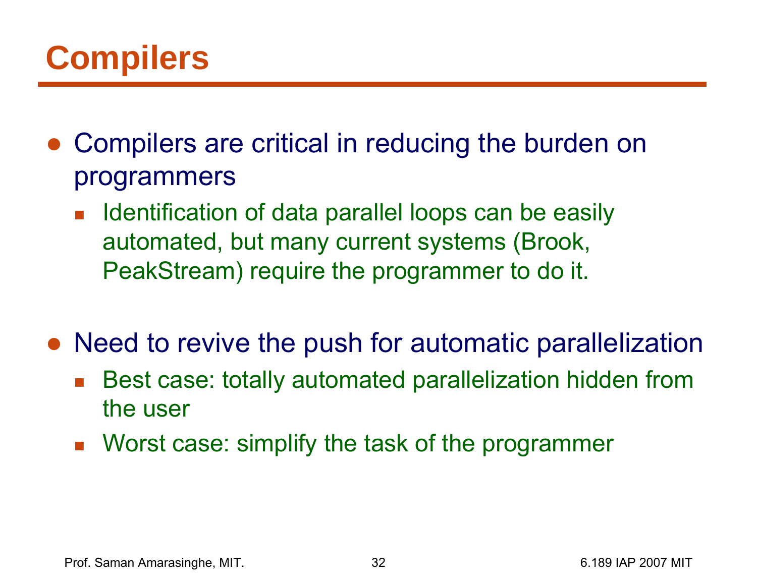# Compilers

- Compilers are critical in reducing the burden on programmers
  - Identification of data parallel loops can be easily automated, but many current systems (Brook, PeakStream) require the programmer to do it.
- Need to revive the push for automatic parallelization
  - Best case: totally automated parallelization hidden from the user
  - Worst case: simplify the task of the programmer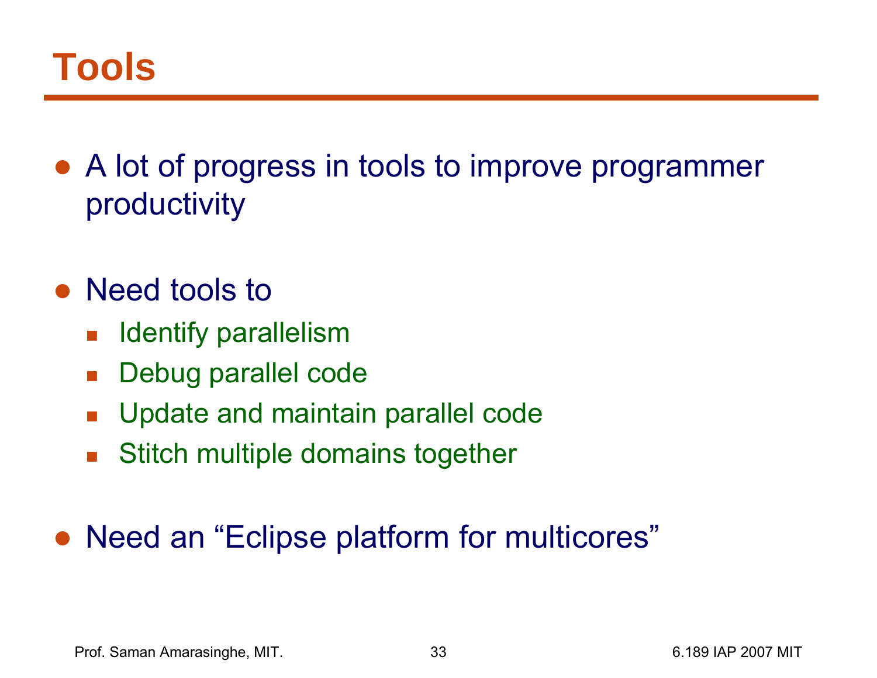# Tools

- A lot of progress in tools to improve programmer productivity

- Need tools to
  - Identify parallelism
  - Debug parallel code
  - Update and maintain parallel code
  - Stitch multiple domains together

- Need an “Eclipse platform for multicores”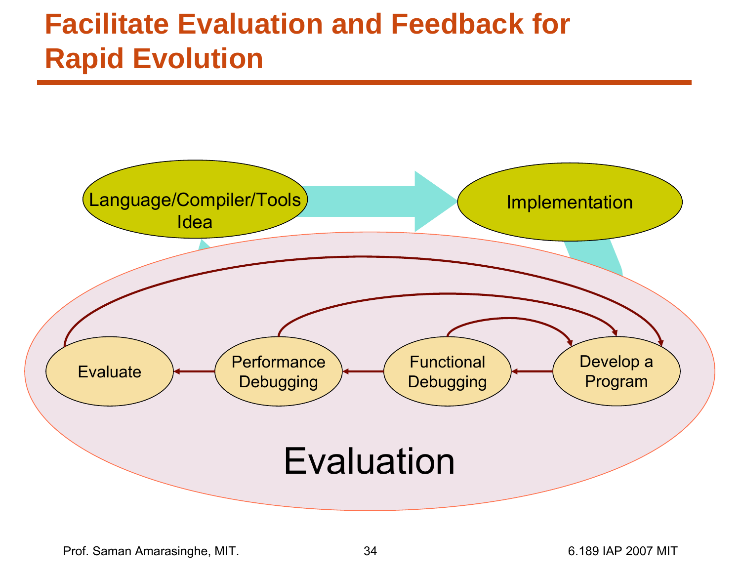# Facilitate Evaluation and Feedback for Rapid Evolution

Language/Compiler/Tools Idea

Implementation

Evaluate

Performance Debugging

Functional Debugging

Develop a Program

Evaluation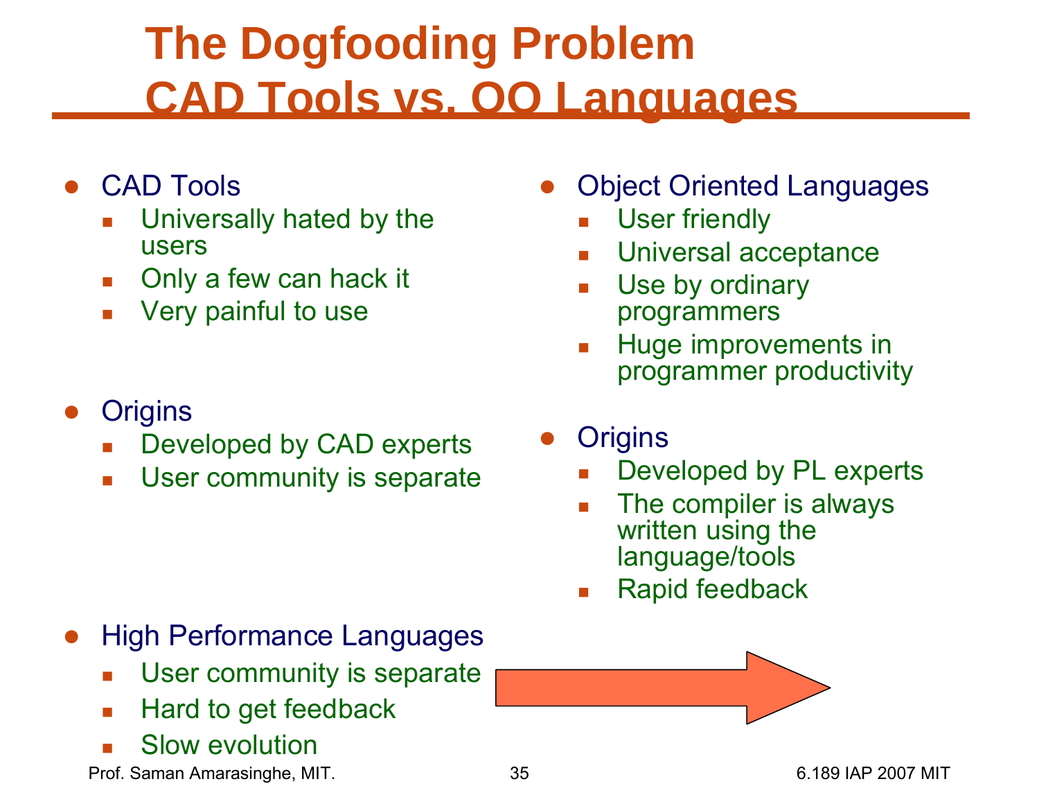# The Dogfooding Problem
# CAD Tools vs. OO Languages

- CAD Tools
  - Universally hated by the users
  - Only a few can hack it
  - Very painful to use

- Origins
  - Developed by CAD experts
  - User community is separate

- Object Oriented Languages
  - User friendly
  - Universal acceptance
  - Use by ordinary programmers
  - Huge improvements in programmer productivity

- Origins
  - Developed by PL experts
  - The compiler is always written using the language/tools
  - Rapid feedback

- High Performance Languages
  - User community is separate
  - Hard to get feedback
  - Slow evolution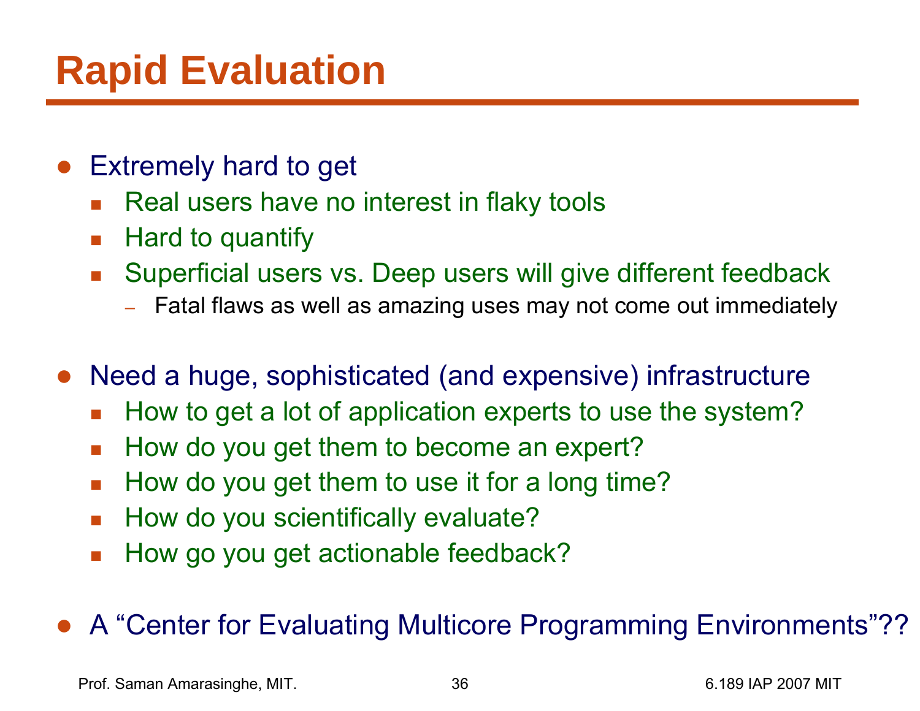# Rapid Evaluation

- Extremely hard to get
  - Real users have no interest in flaky tools
  - Hard to quantify
  - Superficial users vs. Deep users will give different feedback
    - Fatal flaws as well as amazing uses may not come out immediately

- Need a huge, sophisticated (and expensive) infrastructure
  - How to get a lot of application experts to use the system?
  - How do you get them to become an expert?
  - How do you get them to use it for a long time?
  - How do you scientifically evaluate?
  - How go you get actionable feedback?

- A “Center for Evaluating Multicore Programming Environments”??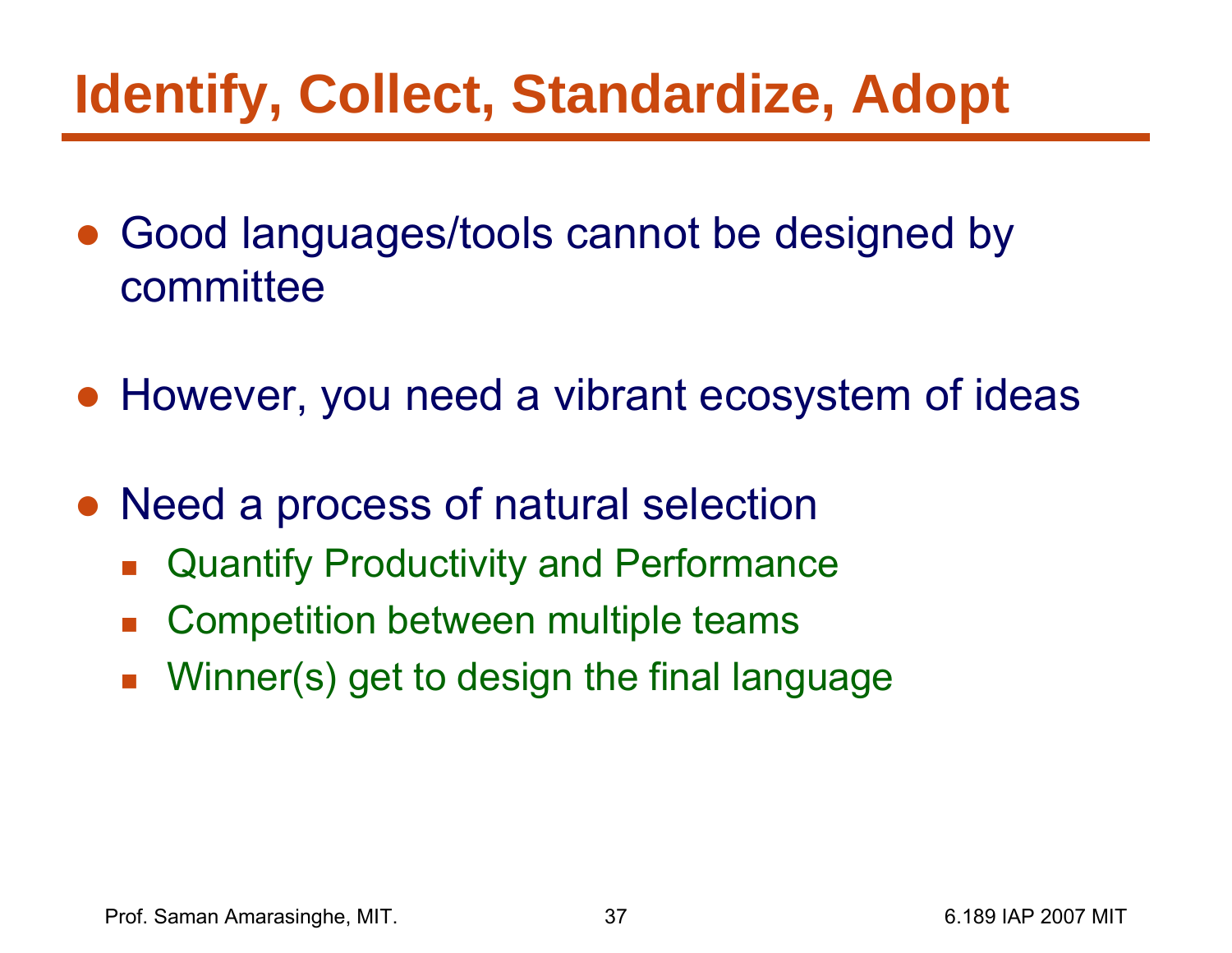# Identify, Collect, Standardize, Adopt

- Good languages/tools cannot be designed by committee

- However, you need a vibrant ecosystem of ideas

- Need a process of natural selection
  - Quantify Productivity and Performance
  - Competition between multiple teams
  - Winner(s) get to design the final language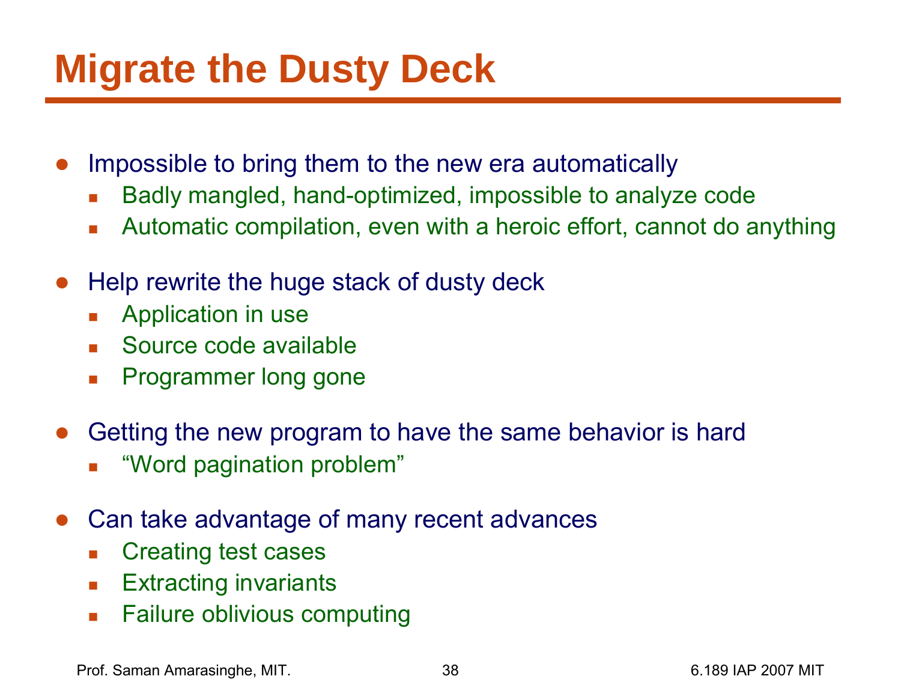# Migrate the Dusty Deck

- Impossible to bring them to the new era automatically
  - Badly mangled, hand-optimized, impossible to analyze code
  - Automatic compilation, even with a heroic effort, cannot do anything
- Help rewrite the huge stack of dusty deck
  - Application in use
  - Source code available
  - Programmer long gone
- Getting the new program to have the same behavior is hard
  - "Word pagination problem"
- Can take advantage of many recent advances
  - Creating test cases
  - Extracting invariants
  - Failure oblivious computing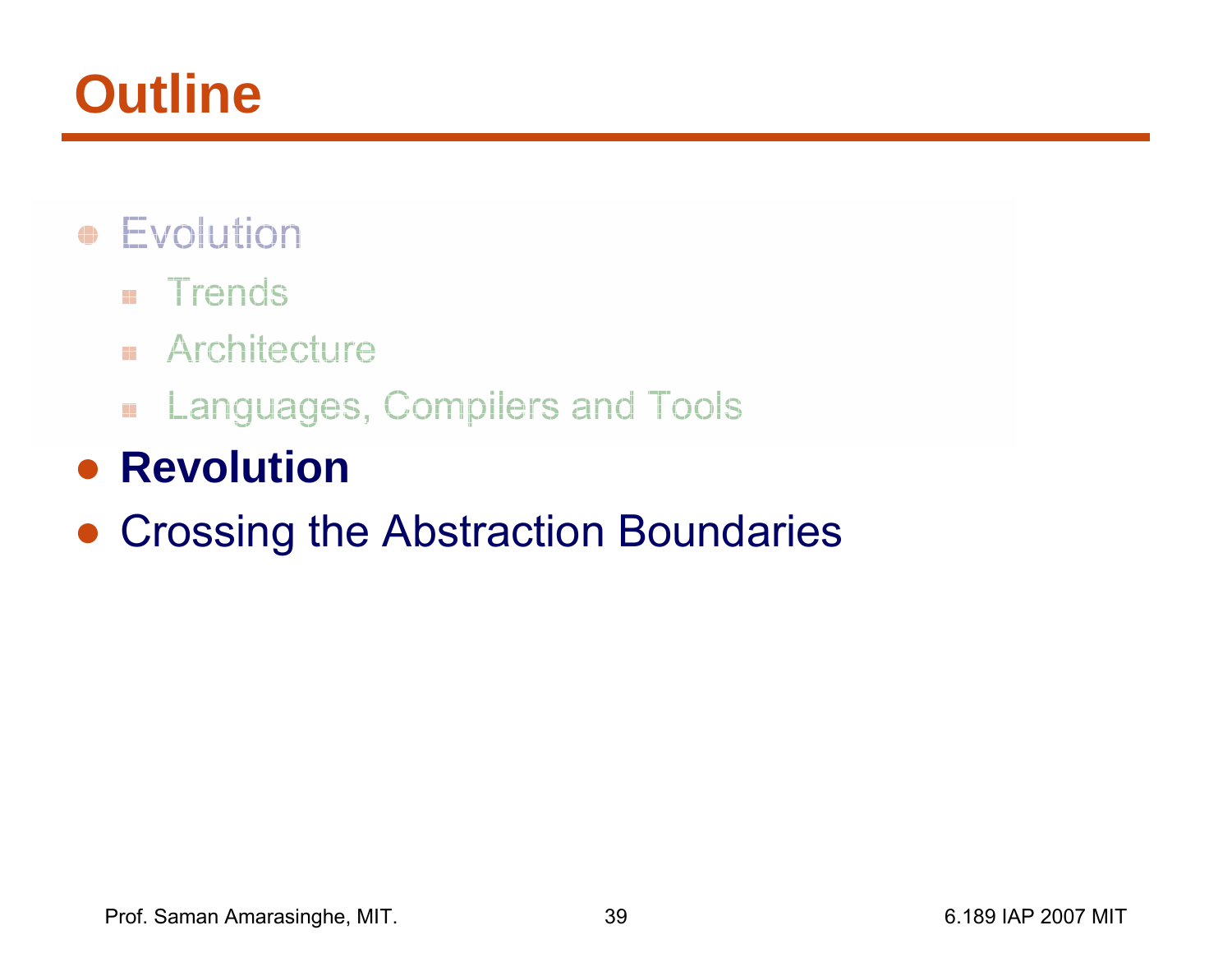# Outline

- Evolution
  - Trends
  - Architecture
  - Languages, Compilers and Tools
- **Revolution**
- Crossing the Abstraction Boundaries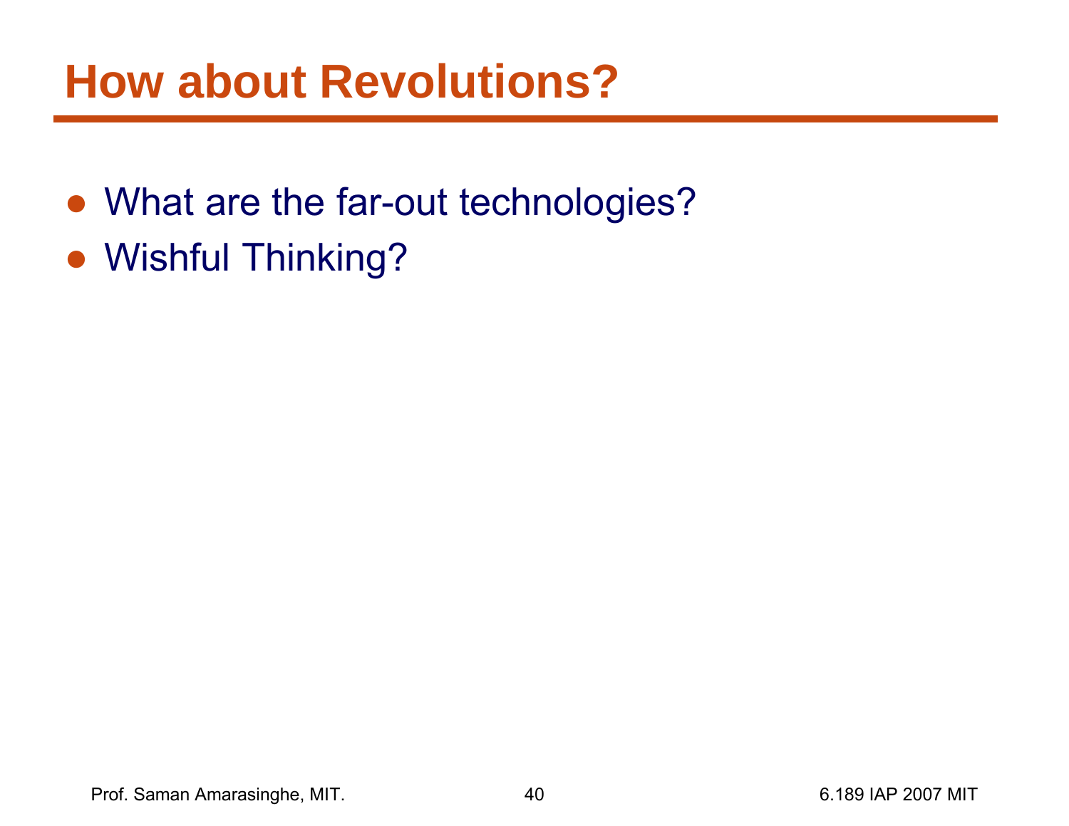# How about Revolutions?

- What are the far-out technologies?
- Wishful Thinking?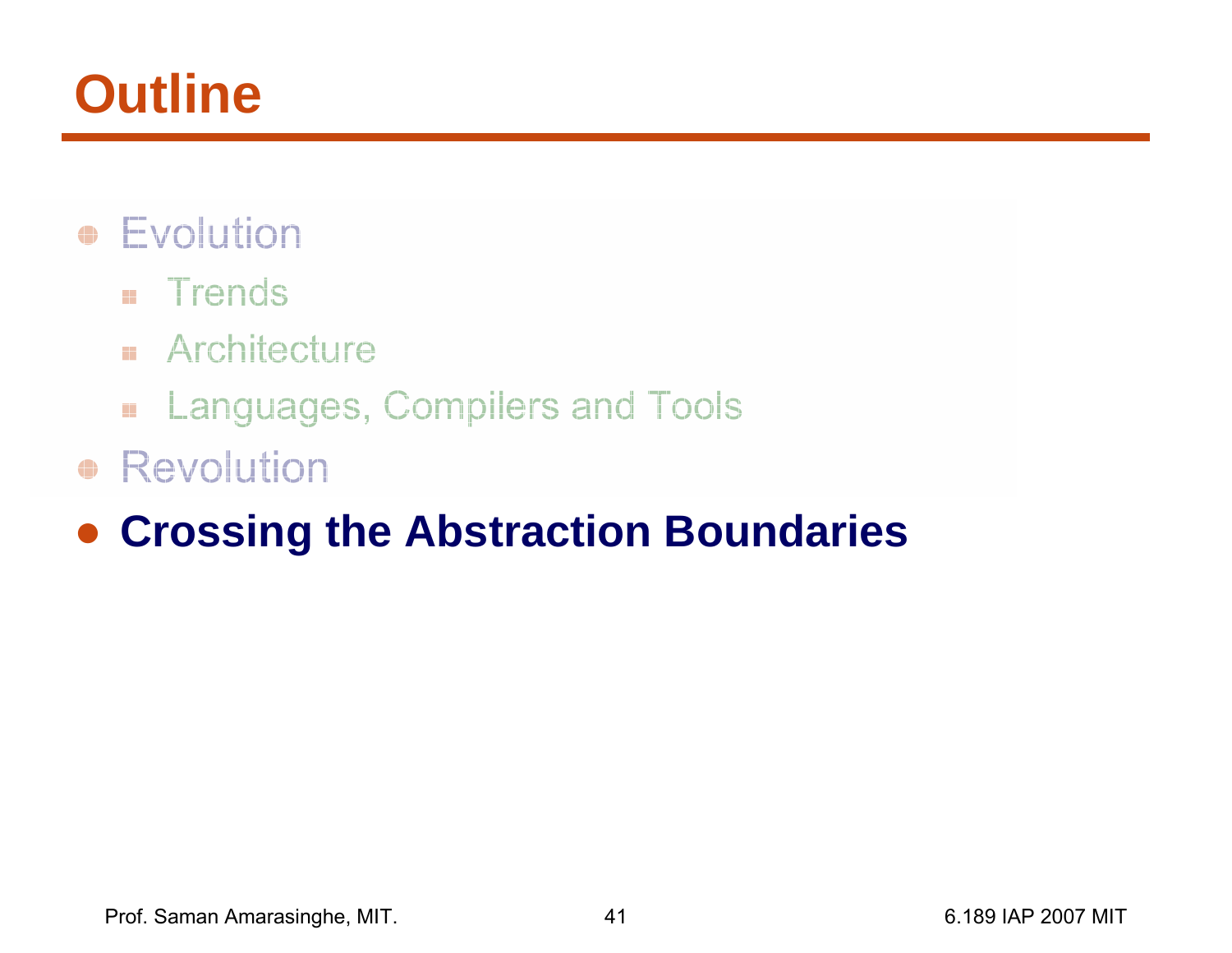# Outline

- Evolution
  - Trends
  - Architecture
  - Languages, Compilers and Tools
- Revolution
- **Crossing the Abstraction Boundaries**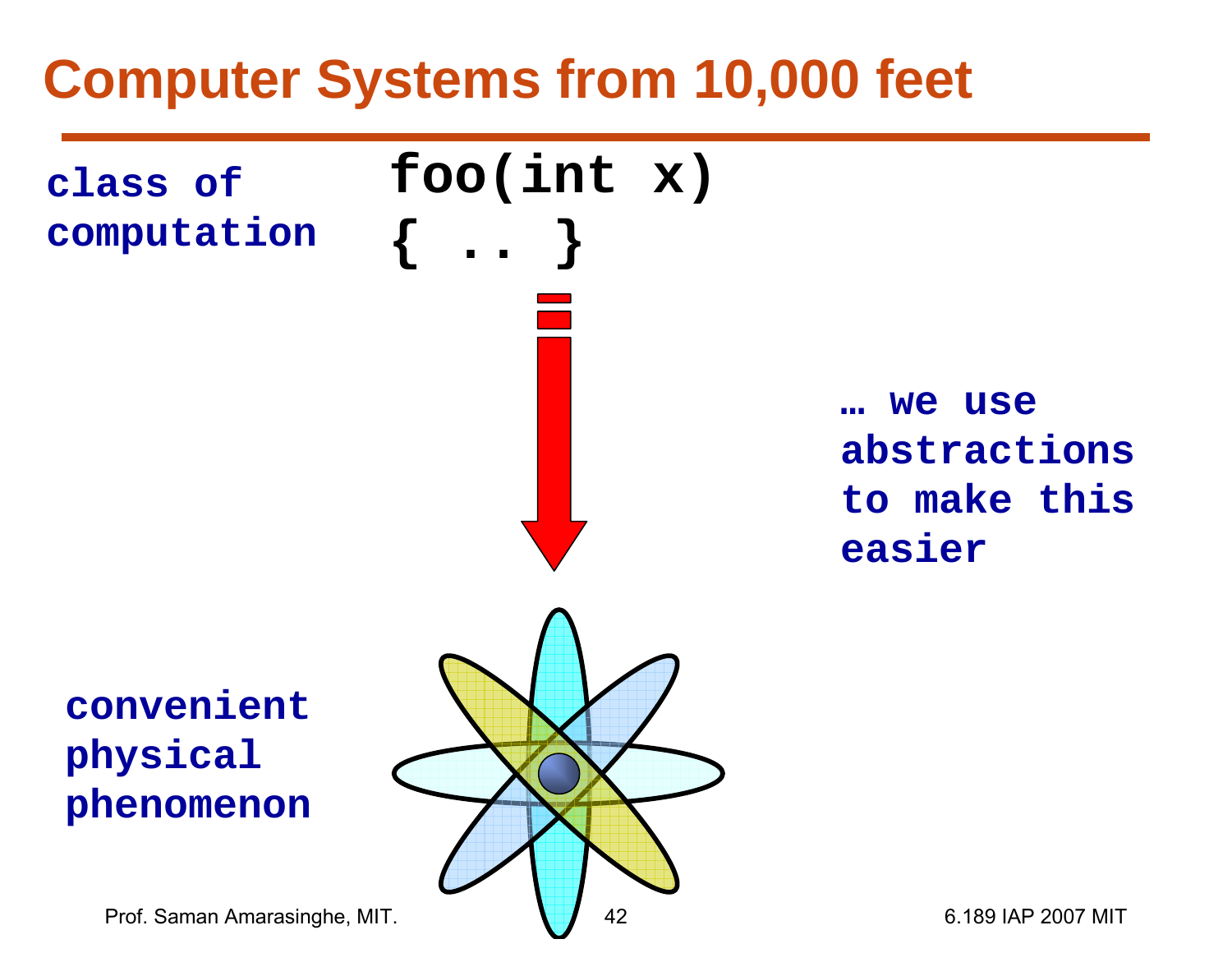# Computer Systems from 10,000 feet

**class of computation**

```
foo(int x)
{ .. }
```

**… we use abstractions to make this easier**

**convenient physical phenomenon**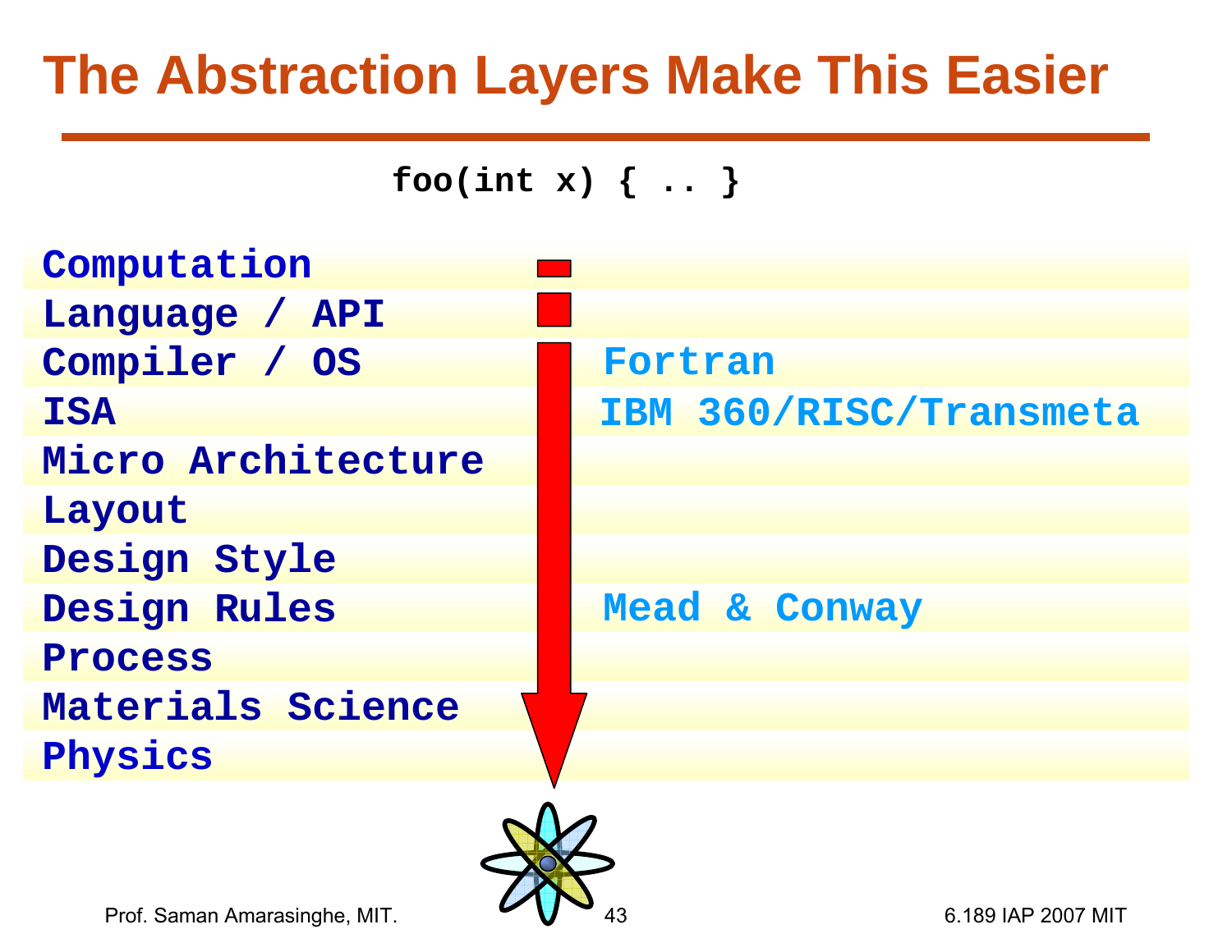# The Abstraction Layers Make This Easier

```
foo(int x) { .. }
```

| Layer | |
|---|---|
| Computation | |
| Language / API | |
| Compiler / OS | Fortran |
| ISA | IBM 360/RISC/Transmeta |
| Micro Architecture | |
| Layout | |
| Design Style | |
| Design Rules | Mead & Conway |
| Process | |
| Materials Science | |
| Physics | |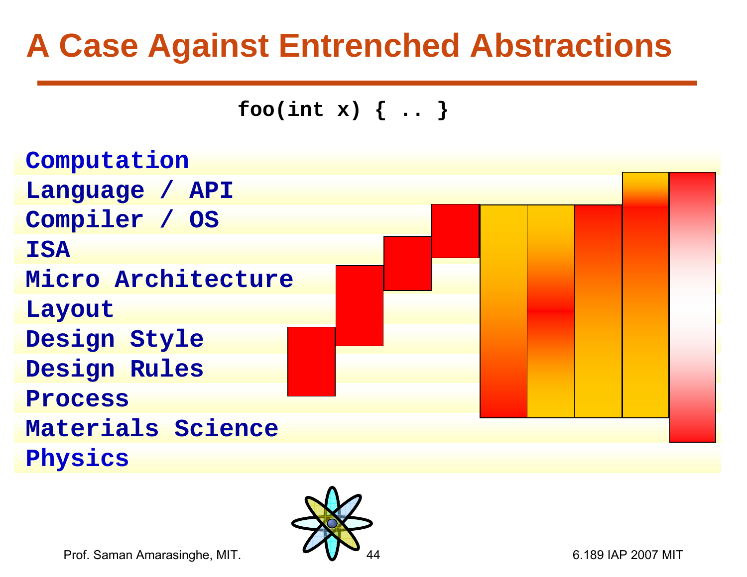# A Case Against Entrenched Abstractions

```
foo(int x) { .. }
```

Computation

Language / API

Compiler / OS

ISA

Micro Architecture

Layout

Design Style

Design Rules

Process

Materials Science

Physics